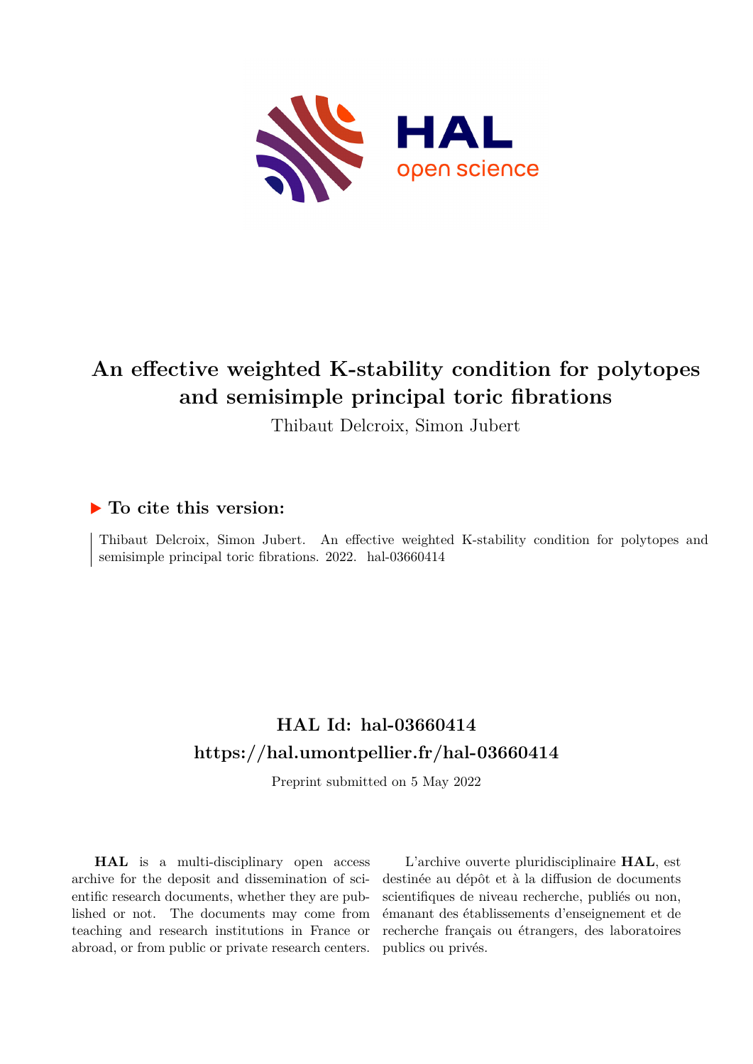# An effective weighted K-stability condition for polytopes and semisimple principal toric fibrations

Thibaut Delcroix, Simon Jubert

## ▶ To cite this version:

Thibaut Delcroix, Simon Jubert. An effective weighted K-stability condition for polytopes and semisimple principal toric fibrations. 2022. hal-03660414

## HAL Id: hal-03660414
## https://hal.umontpellier.fr/hal-03660414

Preprint submitted on 5 May 2022

**HAL** is a multi-disciplinary open access archive for the deposit and dissemination of scientific research documents, whether they are published or not. The documents may come from teaching and research institutions in France or abroad, or from public or private research centers.

L'archive ouverte pluridisciplinaire **HAL**, est destinée au dépôt et à la diffusion de documents scientifiques de niveau recherche, publiés ou non, émanant des établissements d'enseignement et de recherche français ou étrangers, des laboratoires publics ou privés.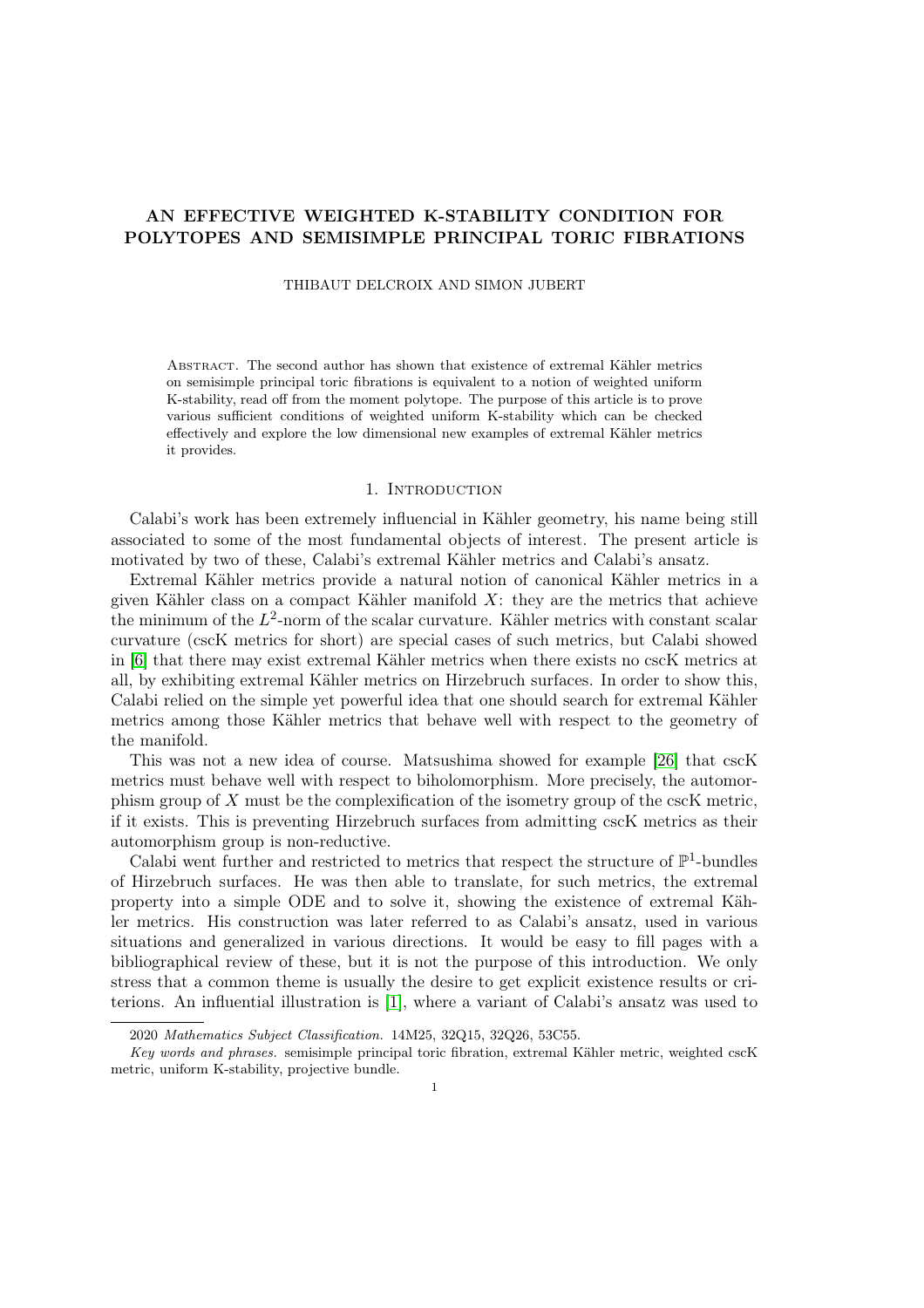# AN EFFECTIVE WEIGHTED K-STABILITY CONDITION FOR POLYTOPES AND SEMISIMPLE PRINCIPAL TORIC FIBRATIONS

THIBAUT DELCROIX AND SIMON JUBERT

Abstract. The second author has shown that existence of extremal Kähler metrics on semisimple principal toric fibrations is equivalent to a notion of weighted uniform K-stability, read off from the moment polytope. The purpose of this article is to prove various sufficient conditions of weighted uniform K-stability which can be checked effectively and explore the low dimensional new examples of extremal Kähler metrics it provides.

## 1. Introduction

Calabi's work has been extremely influencial in Kähler geometry, his name being still associated to some of the most fundamental objects of interest. The present article is motivated by two of these, Calabi's extremal Kähler metrics and Calabi's ansatz.

Extremal Kähler metrics provide a natural notion of canonical Kähler metrics in a given Kähler class on a compact Kähler manifold $X$: they are the metrics that achieve the minimum of the $L^2$-norm of the scalar curvature. Kähler metrics with constant scalar curvature (cscK metrics for short) are special cases of such metrics, but Calabi showed in [6] that there may exist extremal Kähler metrics when there exists no cscK metrics at all, by exhibiting extremal Kähler metrics on Hirzebruch surfaces. In order to show this, Calabi relied on the simple yet powerful idea that one should search for extremal Kähler metrics among those Kähler metrics that behave well with respect to the geometry of the manifold.

This was not a new idea of course. Matsushima showed for example [26] that cscK metrics must behave well with respect to biholomorphism. More precisely, the automorphism group of $X$ must be the complexification of the isometry group of the cscK metric, if it exists. This is preventing Hirzebruch surfaces from admitting cscK metrics as their automorphism group is non-reductive.

Calabi went further and restricted to metrics that respect the structure of $\mathbb{P}^1$-bundles of Hirzebruch surfaces. He was then able to translate, for such metrics, the extremal property into a simple ODE and to solve it, showing the existence of extremal Kähler metrics. His construction was later referred to as Calabi's ansatz, used in various situations and generalized in various directions. It would be easy to fill pages with a bibliographical review of these, but it is not the purpose of this introduction. We only stress that a common theme is usually the desire to get explicit existence results or criterions. An influential illustration is [1], where a variant of Calabi's ansatz was used to

2020 *Mathematics Subject Classification.* 14M25, 32Q15, 32Q26, 53C55.

*Key words and phrases.* semisimple principal toric fibration, extremal Kähler metric, weighted cscK metric, uniform K-stability, projective bundle.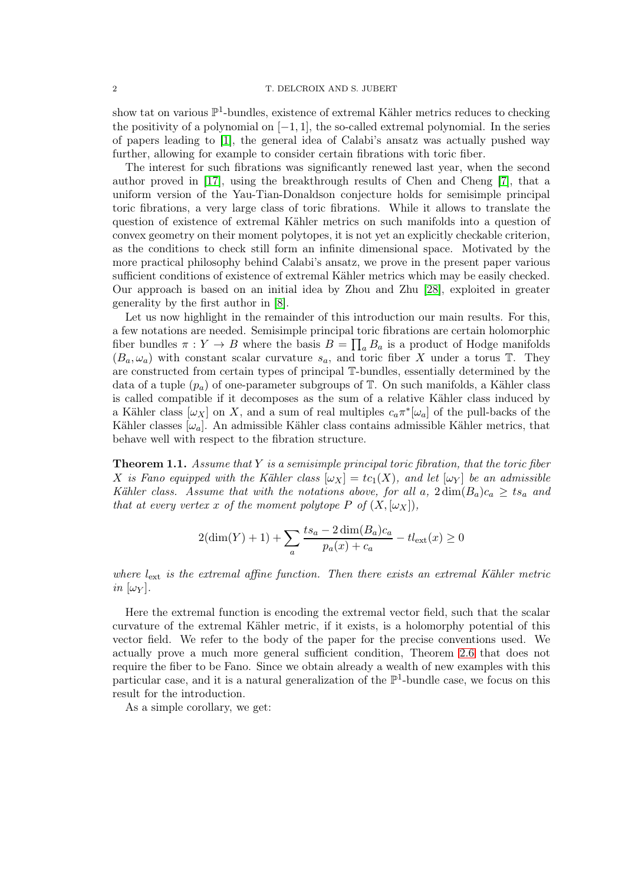show tat on various $\mathbb{P}^1$-bundles, existence of extremal Kähler metrics reduces to checking the positivity of a polynomial on $[-1,1]$, the so-called extremal polynomial. In the series of papers leading to [1], the general idea of Calabi's ansatz was actually pushed way further, allowing for example to consider certain fibrations with toric fiber.

The interest for such fibrations was significantly renewed last year, when the second author proved in [17], using the breakthrough results of Chen and Cheng [7], that a uniform version of the Yau-Tian-Donaldson conjecture holds for semisimple principal toric fibrations, a very large class of toric fibrations. While it allows to translate the question of existence of extremal Kähler metrics on such manifolds into a question of convex geometry on their moment polytopes, it is not yet an explicitly checkable criterion, as the conditions to check still form an infinite dimensional space. Motivated by the more practical philosophy behind Calabi's ansatz, we prove in the present paper various sufficient conditions of existence of extremal Kähler metrics which may be easily checked. Our approach is based on an initial idea by Zhou and Zhu [28], exploited in greater generality by the first author in [8].

Let us now highlight in the remainder of this introduction our main results. For this, a few notations are needed. Semisimple principal toric fibrations are certain holomorphic fiber bundles $\pi : Y \to B$ where the basis $B = \prod_a B_a$ is a product of Hodge manifolds $(B_a, \omega_a)$ with constant scalar curvature $s_a$, and toric fiber $X$ under a torus $\mathbb{T}$. They are constructed from certain types of principal $\mathbb{T}$-bundles, essentially determined by the data of a tuple $(p_a)$ of one-parameter subgroups of $\mathbb{T}$. On such manifolds, a Kähler class is called compatible if it decomposes as the sum of a relative Kähler class induced by a Kähler class $[\omega_X]$ on $X$, and a sum of real multiples $c_a \pi^*[\omega_a]$ of the pull-backs of the Kähler classes $[\omega_a]$. An admissible Kähler class contains admissible Kähler metrics, that behave well with respect to the fibration structure.

**Theorem 1.1.** *Assume that $Y$ is a semisimple principal toric fibration, that the toric fiber $X$ is Fano equipped with the Kähler class $[\omega_X] = tc_1(X)$, and let $[\omega_Y]$ be an admissible Kähler class. Assume that with the notations above, for all $a$, $2\dim(B_a)c_a \geq ts_a$ and that at every vertex $x$ of the moment polytope $P$ of $(X, [\omega_X])$,*

$$2(\dim(Y) + 1) + \sum_a \frac{ts_a - 2\dim(B_a)c_a}{p_a(x) + c_a} - tl_{\mathrm{ext}}(x) \geq 0$$

*where $l_{\mathrm{ext}}$ is the extremal affine function. Then there exists an extremal Kähler metric in $[\omega_Y]$.*

Here the extremal function is encoding the extremal vector field, such that the scalar curvature of the extremal Kähler metric, if it exists, is a holomorphy potential of this vector field. We refer to the body of the paper for the precise conventions used. We actually prove a much more general sufficient condition, Theorem 2.6 that does not require the fiber to be Fano. Since we obtain already a wealth of new examples with this particular case, and it is a natural generalization of the $\mathbb{P}^1$-bundle case, we focus on this result for the introduction.

As a simple corollary, we get: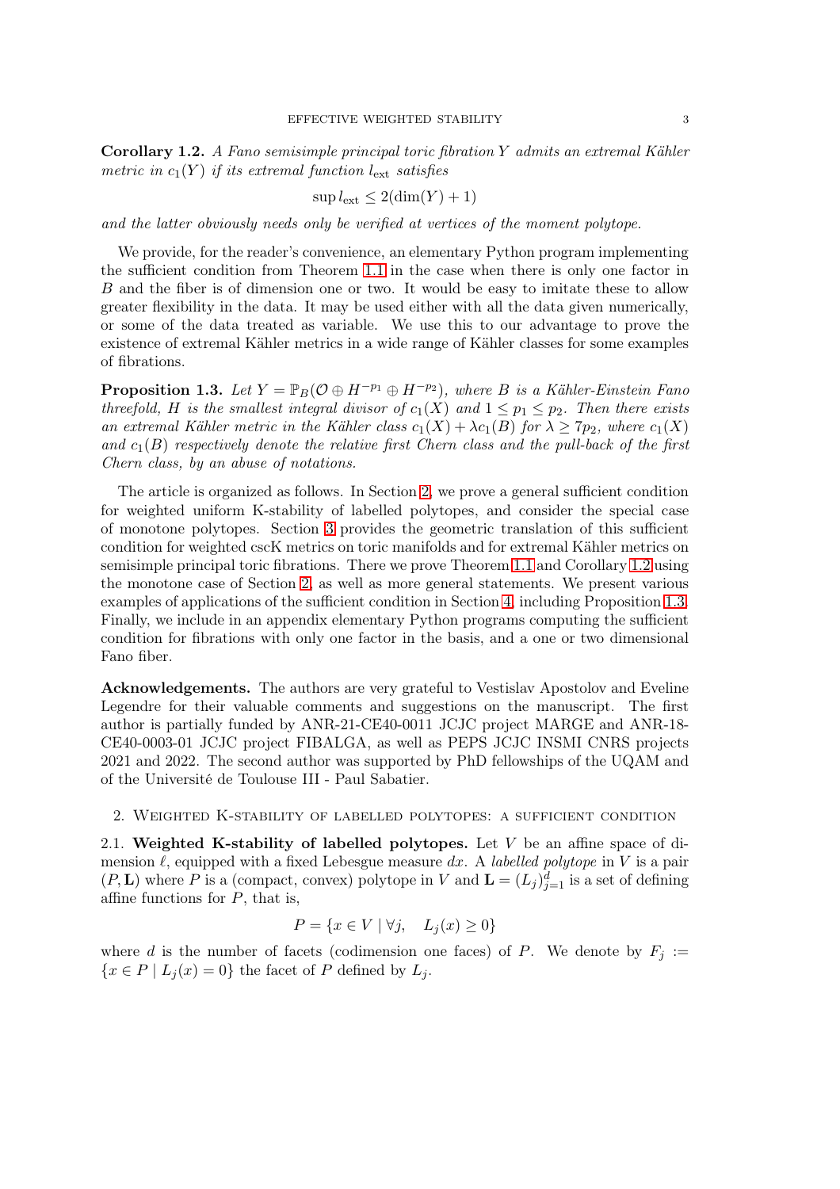**Corollary 1.2.** *A Fano semisimple principal toric fibration $Y$ admits an extremal Kähler metric in $c_1(Y)$ if its extremal function $l_{\text{ext}}$ satisfies*

$$\sup l_{\text{ext}} \leq 2(\dim(Y) + 1)$$

*and the latter obviously needs only be verified at vertices of the moment polytope.*

We provide, for the reader's convenience, an elementary Python program implementing the sufficient condition from Theorem 1.1 in the case when there is only one factor in $B$ and the fiber is of dimension one or two. It would be easy to imitate these to allow greater flexibility in the data. It may be used either with all the data given numerically, or some of the data treated as variable. We use this to our advantage to prove the existence of extremal Kähler metrics in a wide range of Kähler classes for some examples of fibrations.

**Proposition 1.3.** *Let $Y = \mathbb{P}_B(\mathcal{O} \oplus H^{-p_1} \oplus H^{-p_2})$, where $B$ is a Kähler-Einstein Fano threefold, $H$ is the smallest integral divisor of $c_1(X)$ and $1 \leq p_1 \leq p_2$. Then there exists an extremal Kähler metric in the Kähler class $c_1(X) + \lambda c_1(B)$ for $\lambda \geq 7p_2$, where $c_1(X)$ and $c_1(B)$ respectively denote the relative first Chern class and the pull-back of the first Chern class, by an abuse of notations.*

The article is organized as follows. In Section 2, we prove a general sufficient condition for weighted uniform K-stability of labelled polytopes, and consider the special case of monotone polytopes. Section 3 provides the geometric translation of this sufficient condition for weighted cscK metrics on toric manifolds and for extremal Kähler metrics on semisimple principal toric fibrations. There we prove Theorem 1.1 and Corollary 1.2 using the monotone case of Section 2, as well as more general statements. We present various examples of applications of the sufficient condition in Section 4, including Proposition 1.3. Finally, we include in an appendix elementary Python programs computing the sufficient condition for fibrations with only one factor in the basis, and a one or two dimensional Fano fiber.

**Acknowledgements.** The authors are very grateful to Vestislav Apostolov and Eveline Legendre for their valuable comments and suggestions on the manuscript. The first author is partially funded by ANR-21-CE40-0011 JCJC project MARGE and ANR-18-CE40-0003-01 JCJC project FIBALGA, as well as PEPS JCJC INSMI CNRS projects 2021 and 2022. The second author was supported by PhD fellowships of the UQAM and of the Université de Toulouse III - Paul Sabatier.

## 2. Weighted K-stability of labelled polytopes: a sufficient condition

### 2.1. Weighted K-stability of labelled polytopes.

Let $V$ be an affine space of dimension $\ell$, equipped with a fixed Lebesgue measure $dx$. A *labelled polytope* in $V$ is a pair $(P, \mathbf{L})$ where $P$ is a (compact, convex) polytope in $V$ and $\mathbf{L} = (L_j)_{j=1}^d$ is a set of defining affine functions for $P$, that is,

$$P = \{x \in V \mid \forall j, \quad L_j(x) \geq 0\}$$

where $d$ is the number of facets (codimension one faces) of $P$. We denote by $F_j := \{x \in P \mid L_j(x) = 0\}$ the facet of $P$ defined by $L_j$.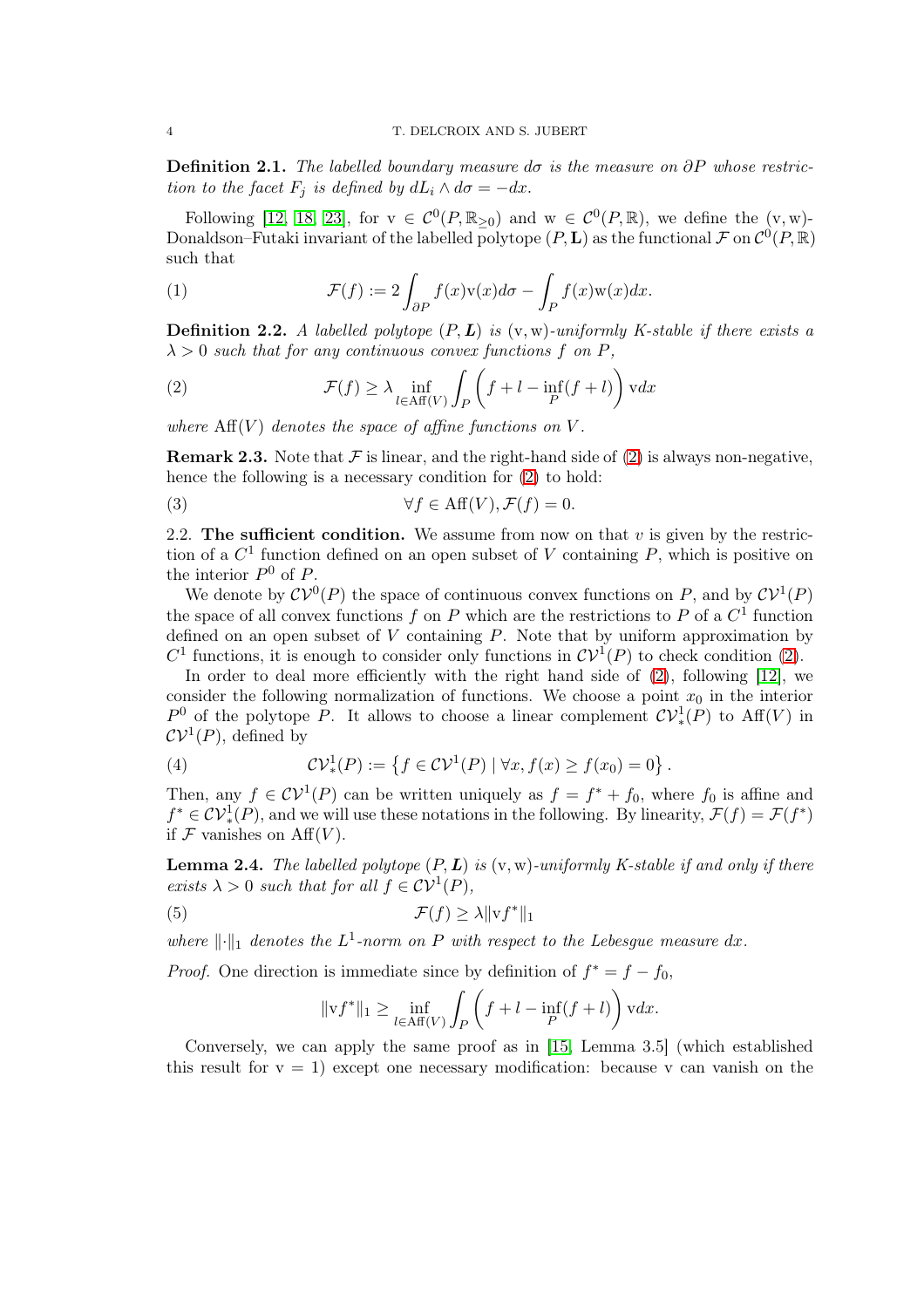**Definition 2.1.** *The labelled boundary measure $d\sigma$ is the measure on $\partial P$ whose restriction to the facet $F_j$ is defined by $dL_i \wedge d\sigma = -dx$.*

Following [12, 18, 23], for $\mathrm{v} \in \mathcal{C}^0(P, \mathbb{R}_{\geq 0})$ and $\mathrm{w} \in \mathcal{C}^0(P, \mathbb{R})$, we define the $(\mathrm{v}, \mathrm{w})$-Donaldson–Futaki invariant of the labelled polytope $(P, \mathbf{L})$ as the functional $\mathcal{F}$ on $\mathcal{C}^0(P, \mathbb{R})$ such that

$$\mathcal{F}(f) := 2\int_{\partial P} f(x)\mathrm{v}(x)d\sigma - \int_P f(x)\mathrm{w}(x)dx. \tag{1}$$

**Definition 2.2.** *A labelled polytope $(P, \boldsymbol{L})$ is $(\mathrm{v}, \mathrm{w})$-uniformly K-stable if there exists a $\lambda > 0$ such that for any continuous convex functions $f$ on $P$,*

$$\mathcal{F}(f) \geq \lambda \inf_{l \in \mathrm{Aff}(V)} \int_P \left( f + l - \inf_P (f + l) \right) \mathrm{v} dx \tag{2}$$

*where $\mathrm{Aff}(V)$ denotes the space of affine functions on $V$.*

**Remark 2.3.** Note that $\mathcal{F}$ is linear, and the right-hand side of (2) is always non-negative, hence the following is a necessary condition for (2) to hold:

$$\forall f \in \mathrm{Aff}(V), \mathcal{F}(f) = 0. \tag{3}$$

2.2. **The sufficient condition.** We assume from now on that $v$ is given by the restriction of a $C^1$ function defined on an open subset of $V$ containing $P$, which is positive on the interior $P^0$ of $P$.

We denote by $\mathcal{CV}^0(P)$ the space of continuous convex functions on $P$, and by $\mathcal{CV}^1(P)$ the space of all convex functions $f$ on $P$ which are the restrictions to $P$ of a $C^1$ function defined on an open subset of $V$ containing $P$. Note that by uniform approximation by $C^1$ functions, it is enough to consider only functions in $\mathcal{CV}^1(P)$ to check condition (2).

In order to deal more efficiently with the right hand side of (2), following [12], we consider the following normalization of functions. We choose a point $x_0$ in the interior $P^0$ of the polytope $P$. It allows to choose a linear complement $\mathcal{CV}^1_*(P)$ to $\mathrm{Aff}(V)$ in $\mathcal{CV}^1(P)$, defined by

$$\mathcal{CV}^1_*(P) := \left\{ f \in \mathcal{CV}^1(P) \mid \forall x, f(x) \geq f(x_0) = 0 \right\}. \tag{4}$$

Then, any $f \in \mathcal{CV}^1(P)$ can be written uniquely as $f = f^* + f_0$, where $f_0$ is affine and $f^* \in \mathcal{CV}^1_*(P)$, and we will use these notations in the following. By linearity, $\mathcal{F}(f) = \mathcal{F}(f^*)$ if $\mathcal{F}$ vanishes on $\mathrm{Aff}(V)$.

**Lemma 2.4.** *The labelled polytope $(P, \boldsymbol{L})$ is $(\mathrm{v}, \mathrm{w})$-uniformly K-stable if and only if there exists $\lambda > 0$ such that for all $f \in \mathcal{CV}^1(P)$,*

$$\mathcal{F}(f) \geq \lambda \|\mathrm{v} f^*\|_1 \tag{5}$$

*where $\|\cdot\|_1$ denotes the $L^1$-norm on $P$ with respect to the Lebesgue measure $dx$.*

*Proof.* One direction is immediate since by definition of $f^* = f - f_0$,

$$\|\mathrm{v} f^*\|_1 \geq \inf_{l \in \mathrm{Aff}(V)} \int_P \left( f + l - \inf_P (f + l) \right) \mathrm{v} dx.$$

Conversely, we can apply the same proof as in [15, Lemma 3.5] (which established this result for $\mathrm{v} = 1$) except one necessary modification: because $\mathrm{v}$ can vanish on the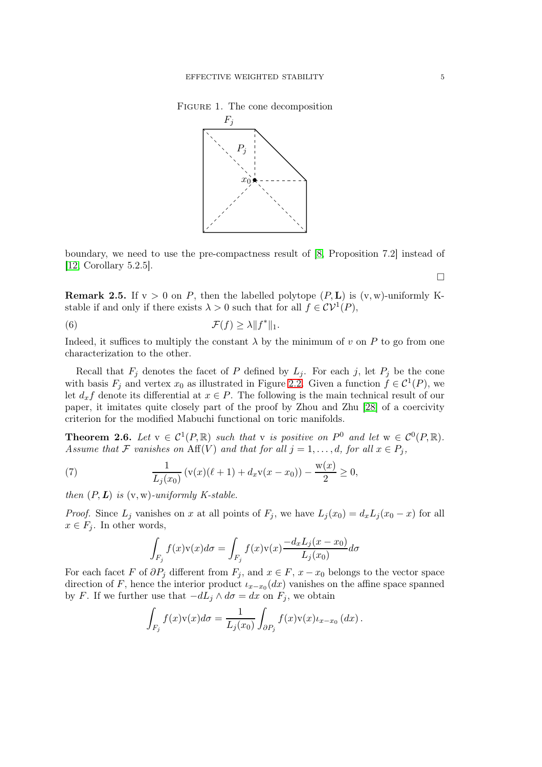FIGURE 1. The cone decomposition

boundary, we need to use the pre-compactness result of [8, Proposition 7.2] instead of [12, Corollary 5.2.5].

□

**Remark 2.5.** If $\mathrm{v} > 0$ on $P$, then the labelled polytope $(P, \mathbf{L})$ is $(\mathrm{v}, \mathrm{w})$-uniformly K-stable if and only if there exists $\lambda > 0$ such that for all $f \in \mathcal{CV}^1(P)$,

$$\mathcal{F}(f) \geq \lambda \|f^*\|_1. \tag{6}$$

Indeed, it suffices to multiply the constant $\lambda$ by the minimum of $v$ on $P$ to go from one characterization to the other.

Recall that $F_j$ denotes the facet of $P$ defined by $L_j$. For each $j$, let $P_j$ be the cone with basis $F_j$ and vertex $x_0$ as illustrated in Figure 2.2. Given a function $f \in \mathcal{C}^1(P)$, we let $d_x f$ denote its differential at $x \in P$. The following is the main technical result of our paper, it imitates quite closely part of the proof by Zhou and Zhu [28] of a coercivity criterion for the modified Mabuchi functional on toric manifolds.

**Theorem 2.6.** *Let $\mathrm{v} \in \mathcal{C}^1(P, \mathbb{R})$ such that $\mathrm{v}$ is positive on $P^0$ and let $\mathrm{w} \in \mathcal{C}^0(P, \mathbb{R})$. Assume that $\mathcal{F}$ vanishes on $\mathrm{Aff}(V)$ and that for all $j = 1, \ldots, d$, for all $x \in P_j$,*

$$\frac{1}{L_j(x_0)} \left( \mathrm{v}(x)(\ell + 1) + d_x \mathrm{v}(x - x_0) \right) - \frac{\mathrm{w}(x)}{2} \geq 0, \tag{7}$$

*then $(P, \boldsymbol{L})$ is $(\mathrm{v}, \mathrm{w})$-uniformly K-stable.*

*Proof.* Since $L_j$ vanishes on $x$ at all points of $F_j$, we have $L_j(x_0) = d_x L_j(x_0 - x)$ for all $x \in F_j$. In other words,

$$\int_{F_j} f(x)\mathrm{v}(x) d\sigma = \int_{F_j} f(x)\mathrm{v}(x) \frac{-d_x L_j(x - x_0)}{L_j(x_0)} d\sigma$$

For each facet $F$ of $\partial P_j$ different from $F_j$, and $x \in F$, $x - x_0$ belongs to the vector space direction of $F$, hence the interior product $\iota_{x-x_0}(dx)$ vanishes on the affine space spanned by $F$. If we further use that $-dL_j \wedge d\sigma = dx$ on $F_j$, we obtain

$$\int_{F_j} f(x)\mathrm{v}(x) d\sigma = \frac{1}{L_j(x_0)} \int_{\partial P_j} f(x)\mathrm{v}(x)\iota_{x-x_0}(dx).$$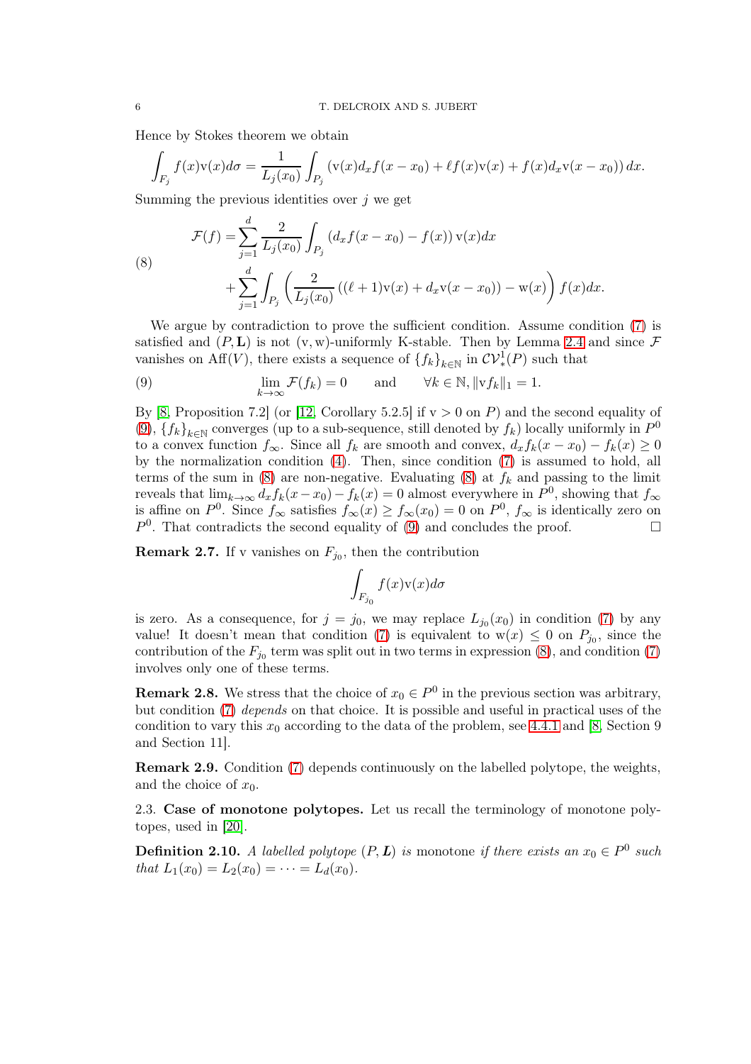Hence by Stokes theorem we obtain

$$\int_{F_j} f(x)\mathrm{v}(x)d\sigma = \frac{1}{L_j(x_0)}\int_{P_j}\left(\mathrm{v}(x)d_xf(x-x_0)+\ell f(x)\mathrm{v}(x)+f(x)d_x\mathrm{v}(x-x_0)\right)dx.$$

Summing the previous identities over $j$ we get

$$\begin{aligned}\mathcal{F}(f) =& \sum_{j=1}^{d}\frac{2}{L_j(x_0)}\int_{P_j}\left(d_xf(x-x_0)-f(x)\right)\mathrm{v}(x)dx \\ &+\sum_{j=1}^{d}\int_{P_j}\left(\frac{2}{L_j(x_0)}\left((\ell+1)\mathrm{v}(x)+d_x\mathrm{v}(x-x_0)\right)-\mathrm{w}(x)\right)f(x)dx.\end{aligned} \tag{8}$$

We argue by contradiction to prove the sufficient condition. Assume condition (7) is satisfied and $(P,\mathbf{L})$ is not $(\mathrm{v},\mathrm{w})$-uniformly K-stable. Then by Lemma 2.4 and since $\mathcal{F}$ vanishes on $\mathrm{Aff}(V)$, there exists a sequence of $\{f_k\}_{k\in\mathbb{N}}$ in $\mathcal{CV}^1_*(P)$ such that

$$\lim_{k\to\infty}\mathcal{F}(f_k)=0 \qquad \text{and} \qquad \forall k\in\mathbb{N}, \|\mathrm{v}f_k\|_1=1. \tag{9}$$

By [8, Proposition 7.2] (or [12, Corollary 5.2.5] if $\mathrm{v}>0$ on $P$) and the second equality of (9), $\{f_k\}_{k\in\mathbb{N}}$ converges (up to a sub-sequence, still denoted by $f_k$) locally uniformly in $P^0$ to a convex function $f_\infty$. Since all $f_k$ are smooth and convex, $d_xf_k(x-x_0)-f_k(x)\geq 0$ by the normalization condition (4). Then, since condition (7) is assumed to hold, all terms of the sum in (8) are non-negative. Evaluating (8) at $f_k$ and passing to the limit reveals that $\lim_{k\to\infty}d_xf_k(x-x_0)-f_k(x)=0$ almost everywhere in $P^0$, showing that $f_\infty$ is affine on $P^0$. Since $f_\infty$ satisfies $f_\infty(x)\geq f_\infty(x_0)=0$ on $P^0$, $f_\infty$ is identically zero on $P^0$. That contradicts the second equality of (9) and concludes the proof. □

**Remark 2.7.** If v vanishes on $F_{j_0}$, then the contribution

$$\int_{F_{j_0}} f(x)\mathrm{v}(x)d\sigma$$

is zero. As a consequence, for $j=j_0$, we may replace $L_{j_0}(x_0)$ in condition (7) by any value! It doesn't mean that condition (7) is equivalent to $\mathrm{w}(x)\leq 0$ on $P_{j_0}$, since the contribution of the $F_{j_0}$ term was split out in two terms in expression (8), and condition (7) involves only one of these terms.

**Remark 2.8.** We stress that the choice of $x_0\in P^0$ in the previous section was arbitrary, but condition (7) *depends* on that choice. It is possible and useful in practical uses of the condition to vary this $x_0$ according to the data of the problem, see 4.4.1 and [8, Section 9 and Section 11].

**Remark 2.9.** Condition (7) depends continuously on the labelled polytope, the weights, and the choice of $x_0$.

2.3. **Case of monotone polytopes.** Let us recall the terminology of monotone polytopes, used in [20].

**Definition 2.10.** *A labelled polytope $(P,\boldsymbol{L})$ is* monotone *if there exists an $x_0\in P^0$ such that $L_1(x_0)=L_2(x_0)=\cdots=L_d(x_0)$.*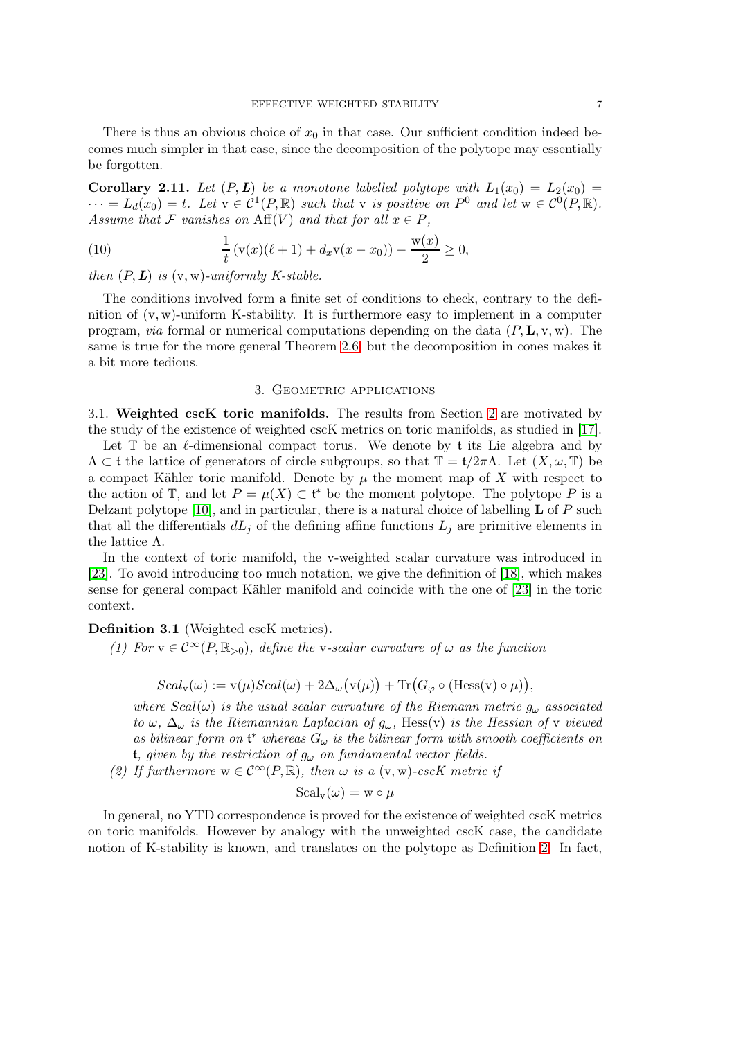There is thus an obvious choice of $x_0$ in that case. Our sufficient condition indeed becomes much simpler in that case, since the decomposition of the polytope may essentially be forgotten.

**Corollary 2.11.** *Let $(P, \mathbf{L})$ be a monotone labelled polytope with $L_1(x_0) = L_2(x_0) = \cdots = L_d(x_0) = t$. Let $\mathrm{v} \in \mathcal{C}^1(P, \mathbb{R})$ such that $\mathrm{v}$ is positive on $P^0$ and let $\mathrm{w} \in \mathcal{C}^0(P, \mathbb{R})$. Assume that $\mathcal{F}$ vanishes on $\mathrm{Aff}(V)$ and that for all $x \in P$,*

$$\frac{1}{t}\left(\mathrm{v}(x)(\ell+1) + d_x\mathrm{v}(x - x_0)\right) - \frac{\mathrm{w}(x)}{2} \geq 0, \tag{10}$$

*then $(P, \mathbf{L})$ is $(\mathrm{v}, \mathrm{w})$-uniformly K-stable.*

The conditions involved form a finite set of conditions to check, contrary to the definition of $(\mathrm{v}, \mathrm{w})$-uniform K-stability. It is furthermore easy to implement in a computer program, *via* formal or numerical computations depending on the data $(P, \mathbf{L}, \mathrm{v}, \mathrm{w})$. The same is true for the more general Theorem 2.6, but the decomposition in cones makes it a bit more tedious.

## 3. Geometric applications

**3.1. Weighted cscK toric manifolds.** The results from Section 2 are motivated by the study of the existence of weighted cscK metrics on toric manifolds, as studied in [17].

Let $\mathbb{T}$ be an $\ell$-dimensional compact torus. We denote by $\mathfrak{t}$ its Lie algebra and by $\Lambda \subset \mathfrak{t}$ the lattice of generators of circle subgroups, so that $\mathbb{T} = \mathfrak{t}/2\pi\Lambda$. Let $(X, \omega, \mathbb{T})$ be a compact Kähler toric manifold. Denote by $\mu$ the moment map of $X$ with respect to the action of $\mathbb{T}$, and let $P = \mu(X) \subset \mathfrak{t}^*$ be the moment polytope. The polytope $P$ is a Delzant polytope [10], and in particular, there is a natural choice of labelling $\mathbf{L}$ of $P$ such that all the differentials $dL_j$ of the defining affine functions $L_j$ are primitive elements in the lattice $\Lambda$.

In the context of toric manifold, the v-weighted scalar curvature was introduced in [23]. To avoid introducing too much notation, we give the definition of [18], which makes sense for general compact Kähler manifold and coincide with the one of [23] in the toric context.

**Definition 3.1** (Weighted cscK metrics)**.**

(1) *For $\mathrm{v} \in \mathcal{C}^\infty(P, \mathbb{R}_{>0})$, define the $\mathrm{v}$-scalar curvature of $\omega$ as the function*

$$Scal_{\mathrm{v}}(\omega) := \mathrm{v}(\mu)Scal(\omega) + 2\Delta_\omega\big(\mathrm{v}(\mu)\big) + \mathrm{Tr}\big(G_\varphi \circ (\mathrm{Hess}(\mathrm{v}) \circ \mu)\big),$$

*where $Scal(\omega)$ is the usual scalar curvature of the Riemann metric $g_\omega$ associated to $\omega$, $\Delta_\omega$ is the Riemannian Laplacian of $g_\omega$, $\mathrm{Hess}(\mathrm{v})$ is the Hessian of $\mathrm{v}$ viewed as bilinear form on $\mathfrak{t}^*$ whereas $G_\omega$ is the bilinear form with smooth coefficients on $\mathfrak{t}$, given by the restriction of $g_\omega$ on fundamental vector fields.*

(2) *If furthermore $\mathrm{w} \in \mathcal{C}^\infty(P, \mathbb{R})$, then $\omega$ is a $(\mathrm{v}, \mathrm{w})$-cscK metric if*

$$\mathrm{Scal}_{\mathrm{v}}(\omega) = \mathrm{w} \circ \mu$$

In general, no YTD correspondence is proved for the existence of weighted cscK metrics on toric manifolds. However by analogy with the unweighted cscK case, the candidate notion of K-stability is known, and translates on the polytope as Definition 2. In fact,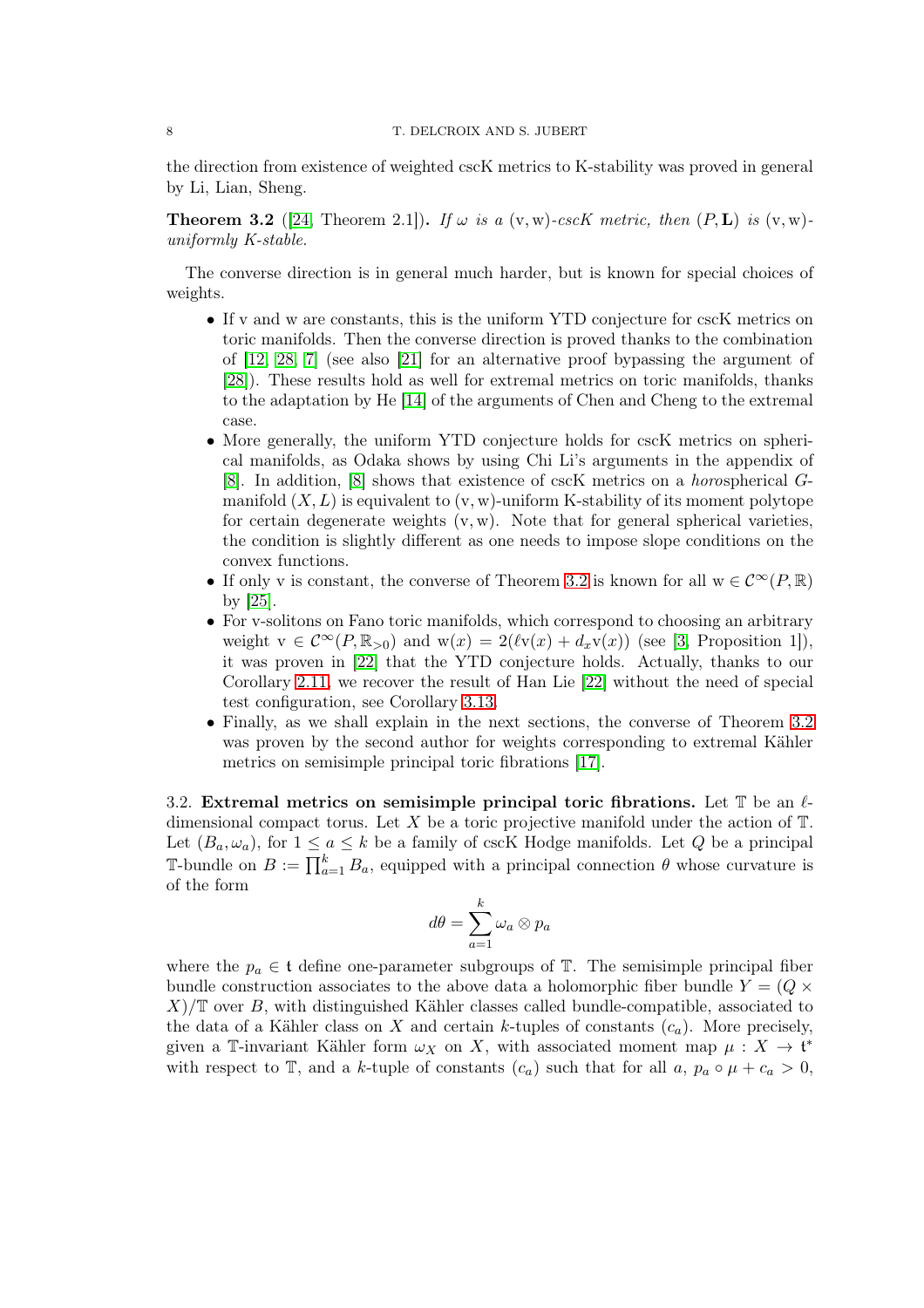the direction from existence of weighted cscK metrics to K-stability was proved in general by Li, Lian, Sheng.

**Theorem 3.2** ([24, Theorem 2.1]). *If $\omega$ is a $(\mathrm{v}, \mathrm{w})$-cscK metric, then $(P, \mathbf{L})$ is $(\mathrm{v}, \mathrm{w})$-uniformly K-stable.*

The converse direction is in general much harder, but is known for special choices of weights.

- If v and w are constants, this is the uniform YTD conjecture for cscK metrics on toric manifolds. Then the converse direction is proved thanks to the combination of [12, 28, 7] (see also [21] for an alternative proof bypassing the argument of [28]). These results hold as well for extremal metrics on toric manifolds, thanks to the adaptation by He [14] of the arguments of Chen and Cheng to the extremal case.
- More generally, the uniform YTD conjecture holds for cscK metrics on spherical manifolds, as Odaka shows by using Chi Li's arguments in the appendix of [8]. In addition, [8] shows that existence of cscK metrics on a *horo*spherical $G$-manifold $(X, L)$ is equivalent to $(\mathrm{v}, \mathrm{w})$-uniform K-stability of its moment polytope for certain degenerate weights $(\mathrm{v}, \mathrm{w})$. Note that for general spherical varieties, the condition is slightly different as one needs to impose slope conditions on the convex functions.
- If only v is constant, the converse of Theorem 3.2 is known for all $\mathrm{w} \in \mathcal{C}^\infty(P, \mathbb{R})$ by [25].
- For v-solitons on Fano toric manifolds, which correspond to choosing an arbitrary weight $\mathrm{v} \in \mathcal{C}^\infty(P, \mathbb{R}_{>0})$ and $\mathrm{w}(x) = 2(\ell\mathrm{v}(x) + d_x\mathrm{v}(x))$ (see [3, Proposition 1]), it was proven in [22] that the YTD conjecture holds. Actually, thanks to our Corollary 2.11, we recover the result of Han Lie [22] without the need of special test configuration, see Corollary 3.13.
- Finally, as we shall explain in the next sections, the converse of Theorem 3.2 was proven by the second author for weights corresponding to extremal Kähler metrics on semisimple principal toric fibrations [17].

### 3.2. Extremal metrics on semisimple principal toric fibrations.

Let $\mathbb{T}$ be an $\ell$-dimensional compact torus. Let $X$ be a toric projective manifold under the action of $\mathbb{T}$. Let $(B_a, \omega_a)$, for $1 \leq a \leq k$ be a family of cscK Hodge manifolds. Let $Q$ be a principal $\mathbb{T}$-bundle on $B := \prod_{a=1}^{k} B_a$, equipped with a principal connection $\theta$ whose curvature is of the form

$$d\theta = \sum_{a=1}^{k} \omega_a \otimes p_a$$

where the $p_a \in \mathfrak{t}$ define one-parameter subgroups of $\mathbb{T}$. The semisimple principal fiber bundle construction associates to the above data a holomorphic fiber bundle $Y = (Q \times X)/\mathbb{T}$ over $B$, with distinguished Kähler classes called bundle-compatible, associated to the data of a Kähler class on $X$ and certain $k$-tuples of constants $(c_a)$. More precisely, given a $\mathbb{T}$-invariant Kähler form $\omega_X$ on $X$, with associated moment map $\mu : X \to \mathfrak{t}^*$ with respect to $\mathbb{T}$, and a $k$-tuple of constants $(c_a)$ such that for all $a$, $p_a \circ \mu + c_a > 0$,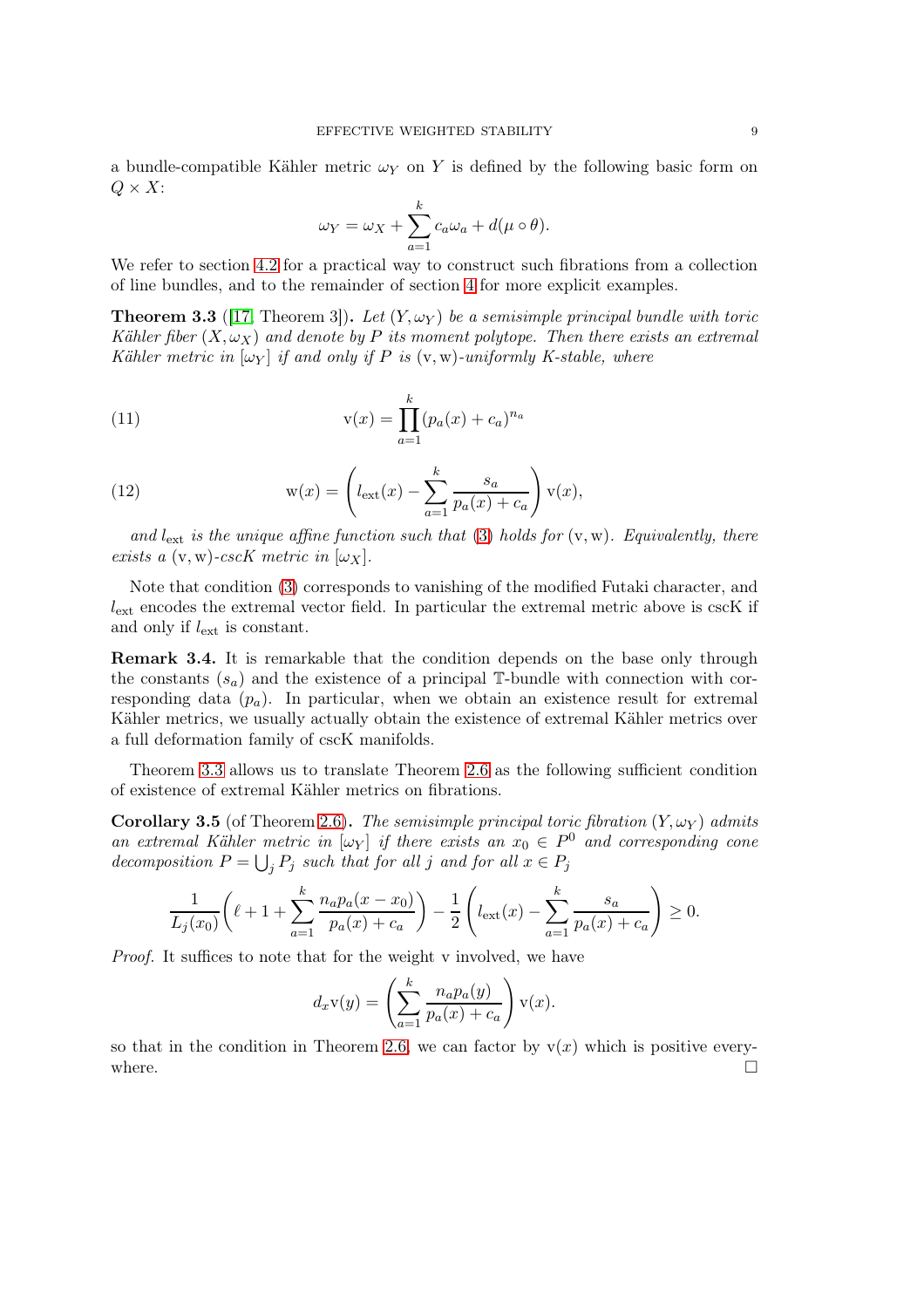a bundle-compatible Kähler metric $\omega_Y$ on $Y$ is defined by the following basic form on $Q \times X$:

$$\omega_Y = \omega_X + \sum_{a=1}^{k} c_a \omega_a + d(\mu \circ \theta).$$

We refer to section 4.2 for a practical way to construct such fibrations from a collection of line bundles, and to the remainder of section 4 for more explicit examples.

**Theorem 3.3** ([17, Theorem 3]). *Let $(Y, \omega_Y)$ be a semisimple principal bundle with toric Kähler fiber $(X, \omega_X)$ and denote by $P$ its moment polytope. Then there exists an extremal Kähler metric in $[\omega_Y]$ if and only if $P$ is $(\mathrm{v}, \mathrm{w})$-uniformly K-stable, where*

$$\mathrm{v}(x) = \prod_{a=1}^{k} (p_a(x) + c_a)^{n_a} \tag{11}$$

$$\mathrm{w}(x) = \left( l_{\mathrm{ext}}(x) - \sum_{a=1}^{k} \frac{s_a}{p_a(x) + c_a} \right) \mathrm{v}(x), \tag{12}$$

*and $l_{\mathrm{ext}}$ is the unique affine function such that (3) holds for $(\mathrm{v}, \mathrm{w})$. Equivalently, there exists a $(\mathrm{v}, \mathrm{w})$-cscK metric in $[\omega_X]$.*

Note that condition (3) corresponds to vanishing of the modified Futaki character, and $l_{\mathrm{ext}}$ encodes the extremal vector field. In particular the extremal metric above is cscK if and only if $l_{\mathrm{ext}}$ is constant.

**Remark 3.4.** It is remarkable that the condition depends on the base only through the constants $(s_a)$ and the existence of a principal $\mathbb{T}$-bundle with connection with corresponding data $(p_a)$. In particular, when we obtain an existence result for extremal Kähler metrics, we usually actually obtain the existence of extremal Kähler metrics over a full deformation family of cscK manifolds.

Theorem 3.3 allows us to translate Theorem 2.6 as the following sufficient condition of existence of extremal Kähler metrics on fibrations.

**Corollary 3.5** (of Theorem 2.6). *The semisimple principal toric fibration $(Y, \omega_Y)$ admits an extremal Kähler metric in $[\omega_Y]$ if there exists an $x_0 \in P^0$ and corresponding cone decomposition $P = \bigcup_j P_j$ such that for all $j$ and for all $x \in P_j$*

$$\frac{1}{L_j(x_0)} \left( \ell + 1 + \sum_{a=1}^{k} \frac{n_a p_a(x - x_0)}{p_a(x) + c_a} \right) - \frac{1}{2} \left( l_{\mathrm{ext}}(x) - \sum_{a=1}^{k} \frac{s_a}{p_a(x) + c_a} \right) \geq 0.$$

*Proof.* It suffices to note that for the weight v involved, we have

$$d_x \mathrm{v}(y) = \left( \sum_{a=1}^{k} \frac{n_a p_a(y)}{p_a(x) + c_a} \right) \mathrm{v}(x).$$

so that in the condition in Theorem 2.6, we can factor by $\mathrm{v}(x)$ which is positive everywhere. $\square$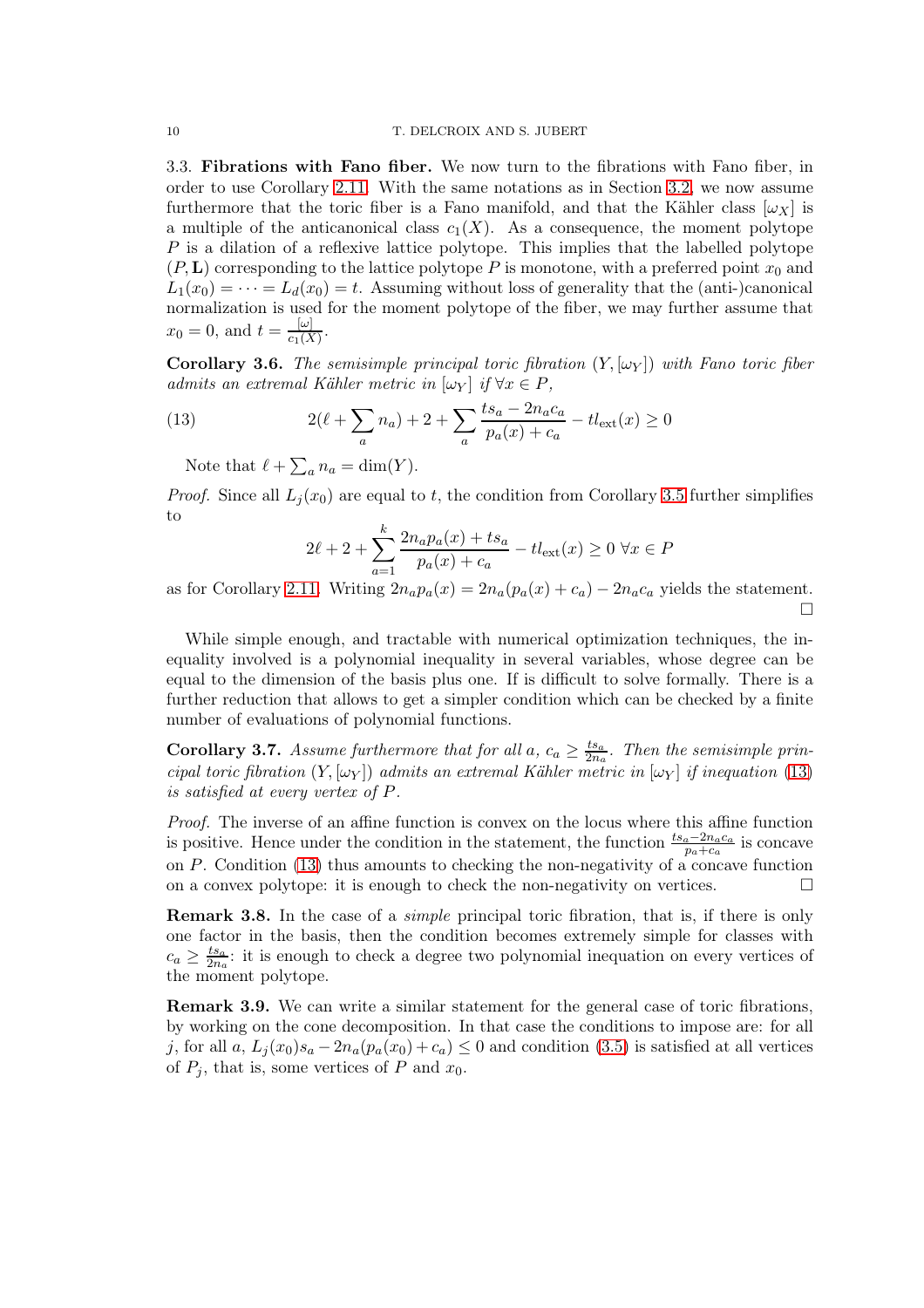3.3. **Fibrations with Fano fiber.** We now turn to the fibrations with Fano fiber, in order to use Corollary 2.11. With the same notations as in Section 3.2, we now assume furthermore that the toric fiber is a Fano manifold, and that the Kähler class $[\omega_X]$ is a multiple of the anticanonical class $c_1(X)$. As a consequence, the moment polytope $P$ is a dilation of a reflexive lattice polytope. This implies that the labelled polytope $(P, \mathbf{L})$ corresponding to the lattice polytope $P$ is monotone, with a preferred point $x_0$ and $L_1(x_0) = \cdots = L_d(x_0) = t$. Assuming without loss of generality that the (anti-)canonical normalization is used for the moment polytope of the fiber, we may further assume that $x_0 = 0$, and $t = \frac{[\omega]}{c_1(X)}$.

**Corollary 3.6.** *The semisimple principal toric fibration $(Y, [\omega_Y])$ with Fano toric fiber admits an extremal Kähler metric in $[\omega_Y]$ if $\forall x \in P$,*

$$2(\ell + \sum_a n_a) + 2 + \sum_a \frac{ts_a - 2n_a c_a}{p_a(x) + c_a} - tl_{\text{ext}}(x) \geq 0 \tag{13}$$

Note that $\ell + \sum_a n_a = \dim(Y)$.

*Proof.* Since all $L_j(x_0)$ are equal to $t$, the condition from Corollary 3.5 further simplifies to

$$2\ell + 2 + \sum_{a=1}^{k} \frac{2n_a p_a(x) + ts_a}{p_a(x) + c_a} - tl_{\text{ext}}(x) \geq 0 \ \forall x \in P$$

as for Corollary 2.11. Writing $2n_a p_a(x) = 2n_a(p_a(x) + c_a) - 2n_a c_a$ yields the statement. □

While simple enough, and tractable with numerical optimization techniques, the inequality involved is a polynomial inequality in several variables, whose degree can be equal to the dimension of the basis plus one. If is difficult to solve formally. There is a further reduction that allows to get a simpler condition which can be checked by a finite number of evaluations of polynomial functions.

**Corollary 3.7.** *Assume furthermore that for all $a$, $c_a \geq \frac{ts_a}{2n_a}$. Then the semisimple principal toric fibration $(Y, [\omega_Y])$ admits an extremal Kähler metric in $[\omega_Y]$ if inequation (13) is satisfied at every vertex of $P$.*

*Proof.* The inverse of an affine function is convex on the locus where this affine function is positive. Hence under the condition in the statement, the function $\frac{ts_a - 2n_a c_a}{p_a + c_a}$ is concave on $P$. Condition (13) thus amounts to checking the non-negativity of a concave function on a convex polytope: it is enough to check the non-negativity on vertices. □

**Remark 3.8.** In the case of a *simple* principal toric fibration, that is, if there is only one factor in the basis, then the condition becomes extremely simple for classes with $c_a \geq \frac{ts_a}{2n_a}$: it is enough to check a degree two polynomial inequation on every vertices of the moment polytope.

**Remark 3.9.** We can write a similar statement for the general case of toric fibrations, by working on the cone decomposition. In that case the conditions to impose are: for all $j$, for all $a$, $L_j(x_0)s_a - 2n_a(p_a(x_0) + c_a) \leq 0$ and condition (3.5) is satisfied at all vertices of $P_j$, that is, some vertices of $P$ and $x_0$.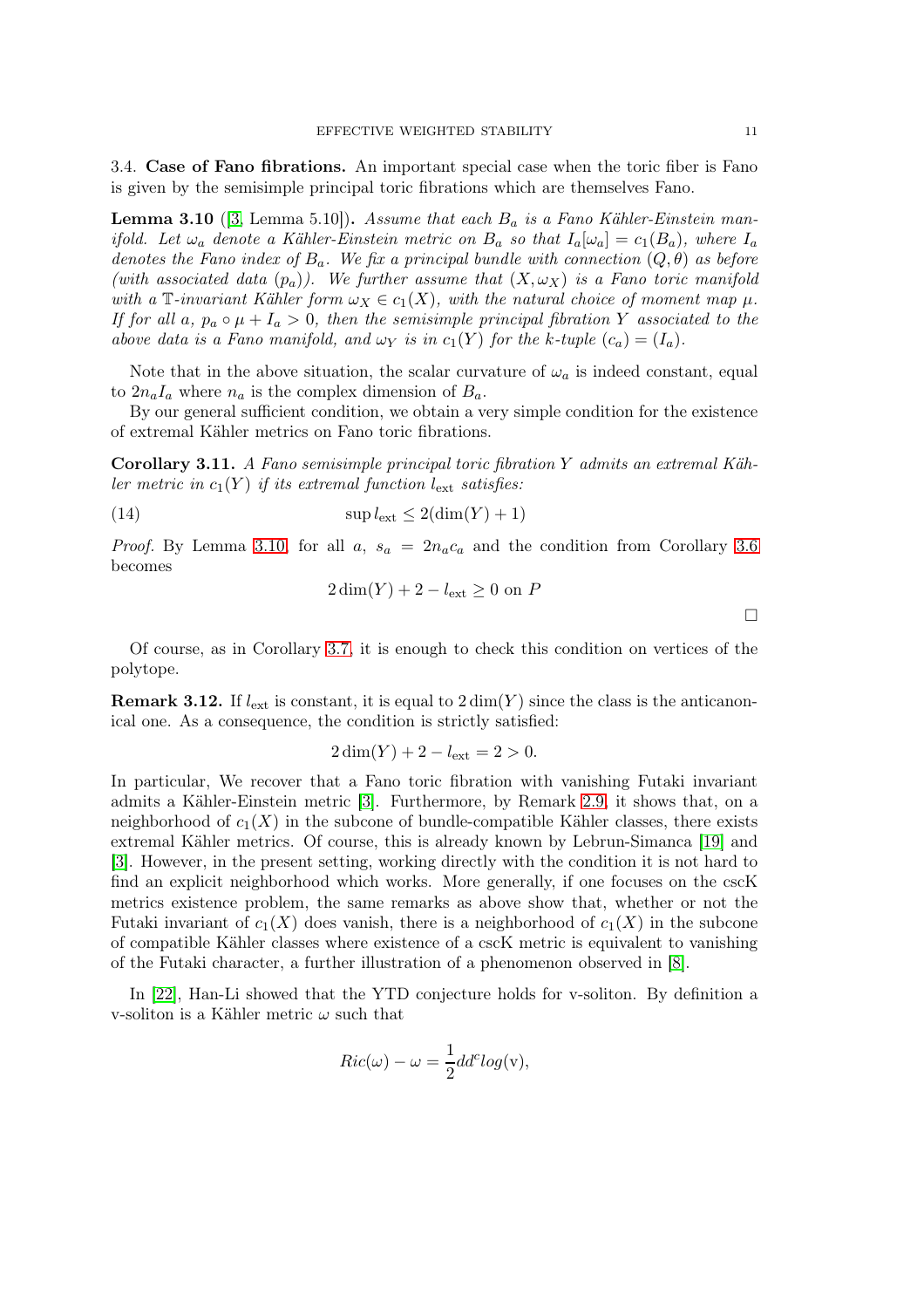3.4. **Case of Fano fibrations.** An important special case when the toric fiber is Fano is given by the semisimple principal toric fibrations which are themselves Fano.

**Lemma 3.10** ([3, Lemma 5.10])**.** *Assume that each $B_a$ is a Fano Kähler-Einstein manifold. Let $\omega_a$ denote a Kähler-Einstein metric on $B_a$ so that $I_a[\omega_a] = c_1(B_a)$, where $I_a$ denotes the Fano index of $B_a$. We fix a principal bundle with connection $(Q, \theta)$ as before (with associated data $(p_a)$). We further assume that $(X, \omega_X)$ is a Fano toric manifold with a $\mathbb{T}$-invariant Kähler form $\omega_X \in c_1(X)$, with the natural choice of moment map $\mu$. If for all $a$, $p_a \circ \mu + I_a > 0$, then the semisimple principal fibration $Y$ associated to the above data is a Fano manifold, and $\omega_Y$ is in $c_1(Y)$ for the $k$-tuple $(c_a) = (I_a)$.*

Note that in the above situation, the scalar curvature of $\omega_a$ is indeed constant, equal to $2n_aI_a$ where $n_a$ is the complex dimension of $B_a$.

By our general sufficient condition, we obtain a very simple condition for the existence of extremal Kähler metrics on Fano toric fibrations.

**Corollary 3.11.** *A Fano semisimple principal toric fibration $Y$ admits an extremal Kähler metric in $c_1(Y)$ if its extremal function $l_{\text{ext}}$ satisfies:*

$$\sup l_{\text{ext}} \leq 2(\dim(Y) + 1) \tag{14}$$

*Proof.* By Lemma 3.10, for all $a$, $s_a = 2n_ac_a$ and the condition from Corollary 3.6 becomes

$$2\dim(Y) + 2 - l_{\text{ext}} \geq 0 \text{ on } P$$

□

Of course, as in Corollary 3.7, it is enough to check this condition on vertices of the polytope.

**Remark 3.12.** If $l_{\text{ext}}$ is constant, it is equal to $2\dim(Y)$ since the class is the anticanonical one. As a consequence, the condition is strictly satisfied:

$$2\dim(Y) + 2 - l_{\text{ext}} = 2 > 0.$$

In particular, We recover that a Fano toric fibration with vanishing Futaki invariant admits a Kähler-Einstein metric [3]. Furthermore, by Remark 2.9, it shows that, on a neighborhood of $c_1(X)$ in the subcone of bundle-compatible Kähler classes, there exists extremal Kähler metrics. Of course, this is already known by Lebrun-Simanca [19] and [3]. However, in the present setting, working directly with the condition it is not hard to find an explicit neighborhood which works. More generally, if one focuses on the cscK metrics existence problem, the same remarks as above show that, whether or not the Futaki invariant of $c_1(X)$ does vanish, there is a neighborhood of $c_1(X)$ in the subcone of compatible Kähler classes where existence of a cscK metric is equivalent to vanishing of the Futaki character, a further illustration of a phenomenon observed in [8].

In [22], Han-Li showed that the YTD conjecture holds for v-soliton. By definition a v-soliton is a Kähler metric $\omega$ such that

$$Ric(\omega) - \omega = \frac{1}{2}dd^c log(\mathrm{v}),$$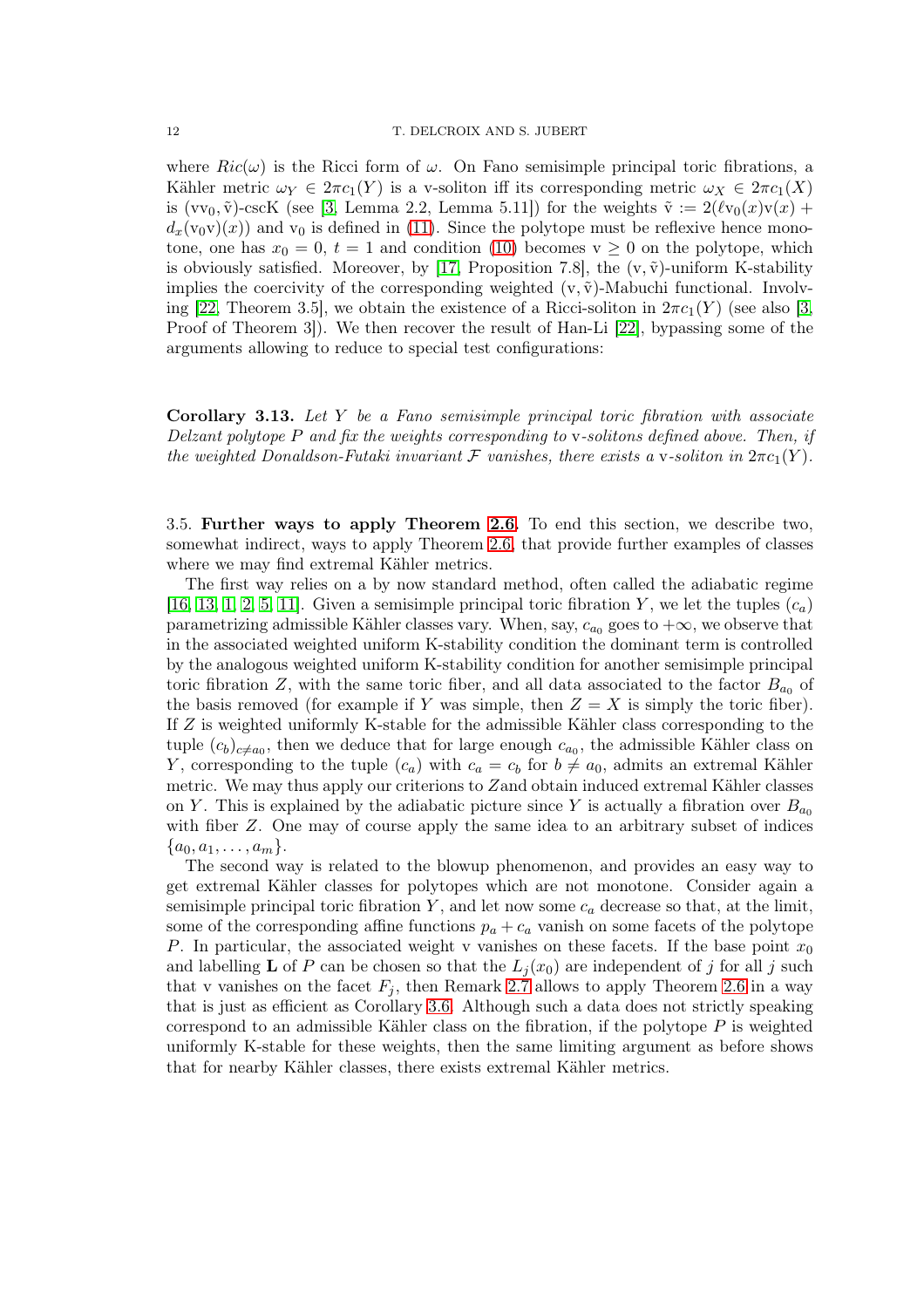where $Ric(\omega)$ is the Ricci form of $\omega$. On Fano semisimple principal toric fibrations, a Kähler metric $\omega_Y \in 2\pi c_1(Y)$ is a v-soliton iff its corresponding metric $\omega_X \in 2\pi c_1(X)$ is $(\mathrm{v}\mathrm{v}_0, \tilde{\mathrm{v}})$-cscK (see [3, Lemma 2.2, Lemma 5.11]) for the weights $\tilde{\mathrm{v}} := 2(\ell \mathrm{v}_0(x)\mathrm{v}(x) + d_x(\mathrm{v}_0\mathrm{v})(x))$ and $\mathrm{v}_0$ is defined in (11). Since the polytope must be reflexive hence monotone, one has $x_0 = 0$, $t = 1$ and condition (10) becomes $\mathrm{v} \geq 0$ on the polytope, which is obviously satisfied. Moreover, by [17, Proposition 7.8], the $(\mathrm{v}, \tilde{\mathrm{v}})$-uniform K-stability implies the coercivity of the corresponding weighted $(\mathrm{v}, \tilde{\mathrm{v}})$-Mabuchi functional. Involving [22, Theorem 3.5], we obtain the existence of a Ricci-soliton in $2\pi c_1(Y)$ (see also [3, Proof of Theorem 3]). We then recover the result of Han-Li [22], bypassing some of the arguments allowing to reduce to special test configurations:

**Corollary 3.13.** *Let $Y$ be a Fano semisimple principal toric fibration with associate Delzant polytope $P$ and fix the weights corresponding to* v*-solitons defined above. Then, if the weighted Donaldson-Futaki invariant $\mathcal{F}$ vanishes, there exists a* v*-soliton in $2\pi c_1(Y)$.*

3.5. **Further ways to apply Theorem 2.6.** To end this section, we describe two, somewhat indirect, ways to apply Theorem 2.6, that provide further examples of classes where we may find extremal Kähler metrics.

The first way relies on a by now standard method, often called the adiabatic regime [16, 13, 1, 2, 5, 11]. Given a semisimple principal toric fibration $Y$, we let the tuples $(c_a)$ parametrizing admissible Kähler classes vary. When, say, $c_{a_0}$ goes to $+\infty$, we observe that in the associated weighted uniform K-stability condition the dominant term is controlled by the analogous weighted uniform K-stability condition for another semisimple principal toric fibration $Z$, with the same toric fiber, and all data associated to the factor $B_{a_0}$ of the basis removed (for example if $Y$ was simple, then $Z = X$ is simply the toric fiber). If $Z$ is weighted uniformly K-stable for the admissible Kähler class corresponding to the tuple $(c_b)_{c \neq a_0}$, then we deduce that for large enough $c_{a_0}$, the admissible Kähler class on $Y$, corresponding to the tuple $(c_a)$ with $c_a = c_b$ for $b \neq a_0$, admits an extremal Kähler metric. We may thus apply our criterions to $Z$and obtain induced extremal Kähler classes on $Y$. This is explained by the adiabatic picture since $Y$ is actually a fibration over $B_{a_0}$ with fiber $Z$. One may of course apply the same idea to an arbitrary subset of indices $\{a_0, a_1, \ldots, a_m\}$.

The second way is related to the blowup phenomenon, and provides an easy way to get extremal Kähler classes for polytopes which are not monotone. Consider again a semisimple principal toric fibration $Y$, and let now some $c_a$ decrease so that, at the limit, some of the corresponding affine functions $p_a + c_a$ vanish on some facets of the polytope $P$. In particular, the associated weight v vanishes on these facets. If the base point $x_0$ and labelling $\mathbf{L}$ of $P$ can be chosen so that the $L_j(x_0)$ are independent of $j$ for all $j$ such that v vanishes on the facet $F_j$, then Remark 2.7 allows to apply Theorem 2.6 in a way that is just as efficient as Corollary 3.6. Although such a data does not strictly speaking correspond to an admissible Kähler class on the fibration, if the polytope $P$ is weighted uniformly K-stable for these weights, then the same limiting argument as before shows that for nearby Kähler classes, there exists extremal Kähler metrics.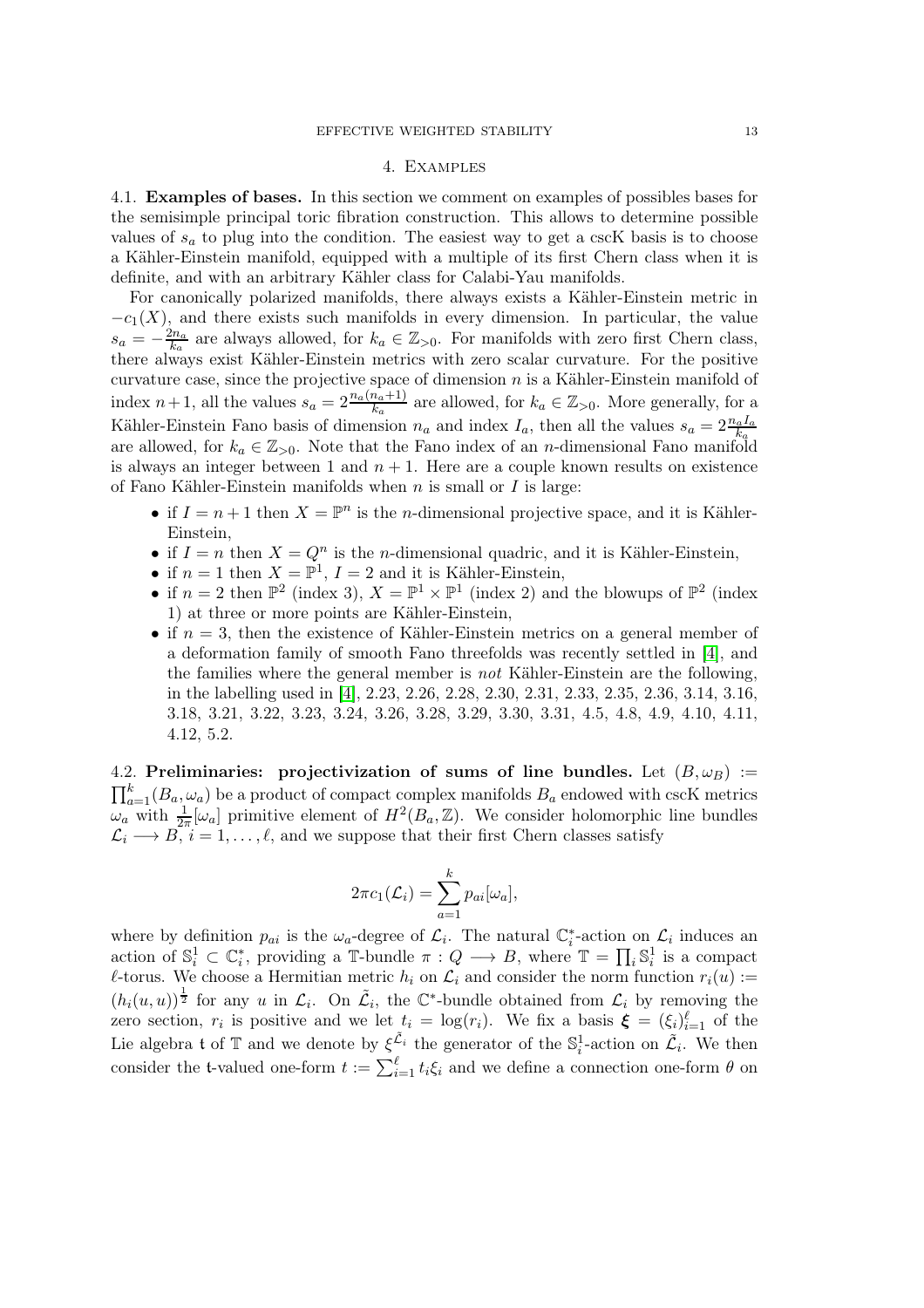## 4. Examples

**4.1. Examples of bases.** In this section we comment on examples of possibles bases for the semisimple principal toric fibration construction. This allows to determine possible values of $s_a$ to plug into the condition. The easiest way to get a cscK basis is to choose a Kähler-Einstein manifold, equipped with a multiple of its first Chern class when it is definite, and with an arbitrary Kähler class for Calabi-Yau manifolds.

For canonically polarized manifolds, there always exists a Kähler-Einstein metric in $-c_1(X)$, and there exists such manifolds in every dimension. In particular, the value $s_a = -\frac{2n_a}{k_a}$ are always allowed, for $k_a \in \mathbb{Z}_{>0}$. For manifolds with zero first Chern class, there always exist Kähler-Einstein metrics with zero scalar curvature. For the positive curvature case, since the projective space of dimension $n$ is a Kähler-Einstein manifold of index $n+1$, all the values $s_a = 2\frac{n_a(n_a+1)}{k_a}$ are allowed, for $k_a \in \mathbb{Z}_{>0}$. More generally, for a Kähler-Einstein Fano basis of dimension $n_a$ and index $I_a$, then all the values $s_a = 2\frac{n_a I_a}{k_a}$ are allowed, for $k_a \in \mathbb{Z}_{>0}$. Note that the Fano index of an $n$-dimensional Fano manifold is always an integer between 1 and $n+1$. Here are a couple known results on existence of Fano Kähler-Einstein manifolds when $n$ is small or $I$ is large:

- if $I = n+1$ then $X = \mathbb{P}^n$ is the $n$-dimensional projective space, and it is Kähler-Einstein,
- if $I = n$ then $X = Q^n$ is the $n$-dimensional quadric, and it is Kähler-Einstein,
- if $n = 1$ then $X = \mathbb{P}^1$, $I = 2$ and it is Kähler-Einstein,
- if $n = 2$ then $\mathbb{P}^2$ (index 3), $X = \mathbb{P}^1 \times \mathbb{P}^1$ (index 2) and the blowups of $\mathbb{P}^2$ (index 1) at three or more points are Kähler-Einstein,
- if $n = 3$, then the existence of Kähler-Einstein metrics on a general member of a deformation family of smooth Fano threefolds was recently settled in [4], and the families where the general member is *not* Kähler-Einstein are the following, in the labelling used in [4], 2.23, 2.26, 2.28, 2.30, 2.31, 2.33, 2.35, 2.36, 3.14, 3.16, 3.18, 3.21, 3.22, 3.23, 3.24, 3.26, 3.28, 3.29, 3.30, 3.31, 4.5, 4.8, 4.9, 4.10, 4.11, 4.12, 5.2.

**4.2. Preliminaries: projectivization of sums of line bundles.** Let $(B, \omega_B) := \prod_{a=1}^{k}(B_a, \omega_a)$ be a product of compact complex manifolds $B_a$ endowed with cscK metrics $\omega_a$ with $\frac{1}{2\pi}[\omega_a]$ primitive element of $H^2(B_a, \mathbb{Z})$. We consider holomorphic line bundles $\mathcal{L}_i \longrightarrow B$, $i = 1, \ldots, \ell$, and we suppose that their first Chern classes satisfy

$$2\pi c_1(\mathcal{L}_i) = \sum_{a=1}^{k} p_{ai}[\omega_a],$$

where by definition $p_{ai}$ is the $\omega_a$-degree of $\mathcal{L}_i$. The natural $\mathbb{C}_i^*$-action on $\mathcal{L}_i$ induces an action of $\mathbb{S}_i^1 \subset \mathbb{C}_i^*$, providing a $\mathbb{T}$-bundle $\pi : Q \longrightarrow B$, where $\mathbb{T} = \prod_i \mathbb{S}_i^1$ is a compact $\ell$-torus. We choose a Hermitian metric $h_i$ on $\mathcal{L}_i$ and consider the norm function $r_i(u) := (h_i(u,u))^{\frac{1}{2}}$ for any $u$ in $\mathcal{L}_i$. On $\tilde{\mathcal{L}}_i$, the $\mathbb{C}^*$-bundle obtained from $\mathcal{L}_i$ by removing the zero section, $r_i$ is positive and we let $t_i = \log(r_i)$. We fix a basis $\boldsymbol{\xi} = (\xi_i)_{i=1}^{\ell}$ of the Lie algebra $\mathfrak{t}$ of $\mathbb{T}$ and we denote by $\xi^{\tilde{\mathcal{L}}_i}$ the generator of the $\mathbb{S}_i^1$-action on $\tilde{\mathcal{L}}_i$. We then consider the $\mathfrak{t}$-valued one-form $t := \sum_{i=1}^{\ell} t_i \xi_i$ and we define a connection one-form $\theta$ on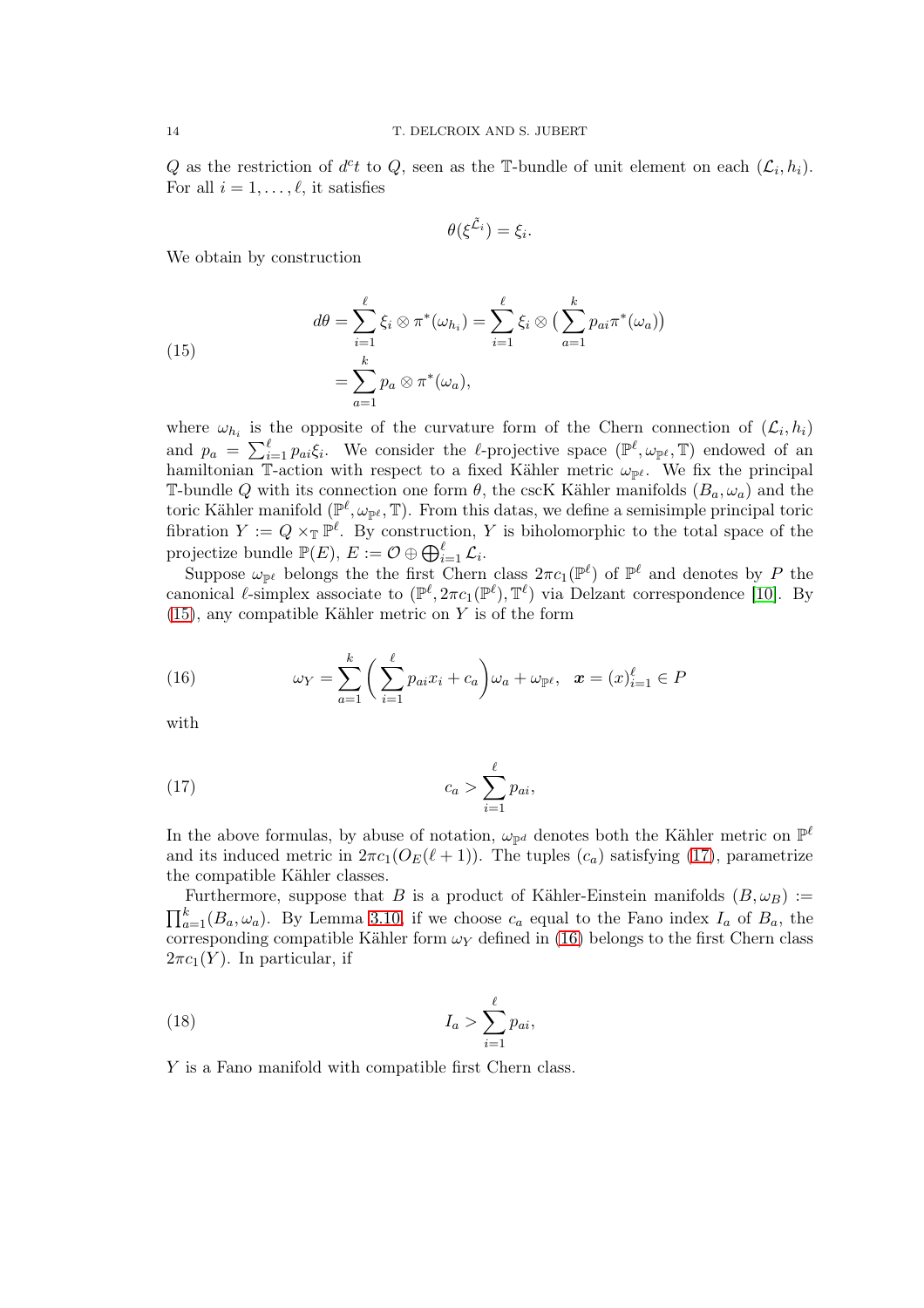$Q$ as the restriction of $d^c t$ to $Q$, seen as the $\mathbb{T}$-bundle of unit element on each $(\mathcal{L}_i, h_i)$. For all $i = 1, \ldots, \ell$, it satisfies

$$\theta(\xi^{\tilde{\mathcal{L}}_i}) = \xi_i.$$

We obtain by construction

$$\begin{aligned} d\theta &= \sum_{i=1}^{\ell} \xi_i \otimes \pi^*(\omega_{h_i}) = \sum_{i=1}^{\ell} \xi_i \otimes \big( \sum_{a=1}^{k} p_{ai} \pi^*(\omega_a) \big) \\ &= \sum_{a=1}^{k} p_a \otimes \pi^*(\omega_a), \end{aligned} \tag{15}$$

where $\omega_{h_i}$ is the opposite of the curvature form of the Chern connection of $(\mathcal{L}_i, h_i)$ and $p_a = \sum_{i=1}^{\ell} p_{ai} \xi_i$. We consider the $\ell$-projective space $(\mathbb{P}^\ell, \omega_{\mathbb{P}^\ell}, \mathbb{T})$ endowed of an hamiltonian $\mathbb{T}$-action with respect to a fixed Kähler metric $\omega_{\mathbb{P}^\ell}$. We fix the principal $\mathbb{T}$-bundle $Q$ with its connection one form $\theta$, the cscK Kähler manifolds $(B_a, \omega_a)$ and the toric Kähler manifold $(\mathbb{P}^\ell, \omega_{\mathbb{P}^\ell}, \mathbb{T})$. From this datas, we define a semisimple principal toric fibration $Y := Q \times_{\mathbb{T}} \mathbb{P}^\ell$. By construction, $Y$ is biholomorphic to the total space of the projectize bundle $\mathbb{P}(E)$, $E := \mathcal{O} \oplus \bigoplus_{i=1}^{\ell} \mathcal{L}_i$.

Suppose $\omega_{\mathbb{P}^\ell}$ belongs the the first Chern class $2\pi c_1(\mathbb{P}^\ell)$ of $\mathbb{P}^\ell$ and denotes by $P$ the canonical $\ell$-simplex associate to $(\mathbb{P}^\ell, 2\pi c_1(\mathbb{P}^\ell), \mathbb{T}^\ell)$ via Delzant correspondence [10]. By (15), any compatible Kähler metric on $Y$ is of the form

$$\omega_Y = \sum_{a=1}^{k} \bigg( \sum_{i=1}^{\ell} p_{ai} x_i + c_a \bigg) \omega_a + \omega_{\mathbb{P}^\ell}, \quad \boldsymbol{x} = (x)_{i=1}^{\ell} \in P \tag{16}$$

with

$$c_a > \sum_{i=1}^{\ell} p_{ai}, \tag{17}$$

In the above formulas, by abuse of notation, $\omega_{\mathbb{P}^d}$ denotes both the Kähler metric on $\mathbb{P}^\ell$ and its induced metric in $2\pi c_1(O_E(\ell+1))$. The tuples $(c_a)$ satisfying (17), parametrize the compatible Kähler classes.

Furthermore, suppose that $B$ is a product of Kähler-Einstein manifolds $(B, \omega_B) := \prod_{a=1}^{k} (B_a, \omega_a)$. By Lemma 3.10, if we choose $c_a$ equal to the Fano index $I_a$ of $B_a$, the corresponding compatible Kähler form $\omega_Y$ defined in (16) belongs to the first Chern class $2\pi c_1(Y)$. In particular, if

$$I_a > \sum_{i=1}^{\ell} p_{ai}, \tag{18}$$

$Y$ is a Fano manifold with compatible first Chern class.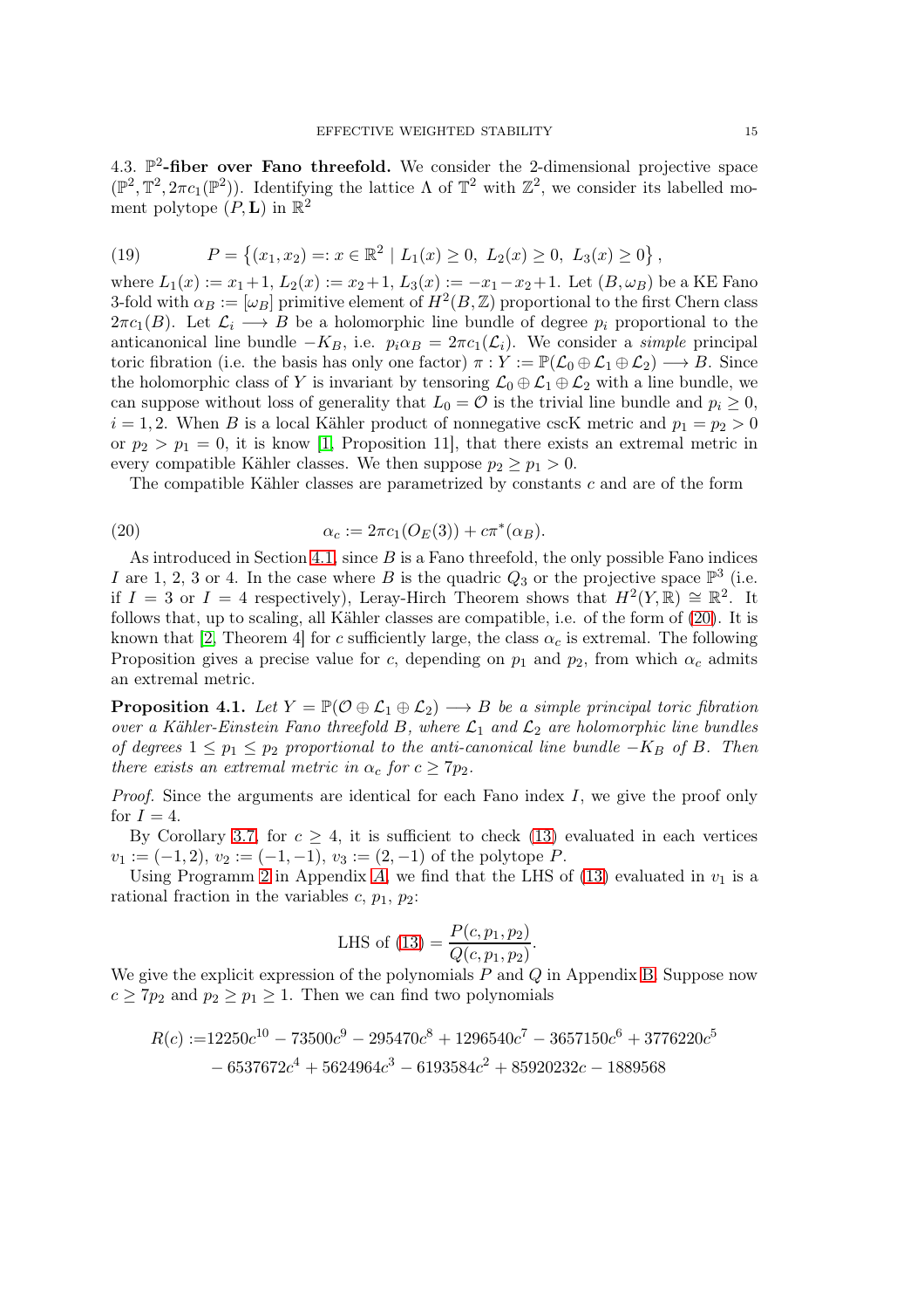4.3. **$\mathbb{P}^2$-fiber over Fano threefold.** We consider the 2-dimensional projective space $(\mathbb{P}^2, \mathbb{T}^2, 2\pi c_1(\mathbb{P}^2))$. Identifying the lattice $\Lambda$ of $\mathbb{T}^2$ with $\mathbb{Z}^2$, we consider its labelled moment polytope $(P, \mathbf{L})$ in $\mathbb{R}^2$

$$P = \left\{(x_1, x_2) =: x \in \mathbb{R}^2 \mid L_1(x) \geq 0,\ L_2(x) \geq 0,\ L_3(x) \geq 0\right\}, \tag{19}$$

where $L_1(x) := x_1 + 1$, $L_2(x) := x_2 + 1$, $L_3(x) := -x_1 - x_2 + 1$. Let $(B, \omega_B)$ be a KE Fano 3-fold with $\alpha_B := [\omega_B]$ primitive element of $H^2(B, \mathbb{Z})$ proportional to the first Chern class $2\pi c_1(B)$. Let $\mathcal{L}_i \longrightarrow B$ be a holomorphic line bundle of degree $p_i$ proportional to the anticanonical line bundle $-K_B$, i.e. $p_i \alpha_B = 2\pi c_1(\mathcal{L}_i)$. We consider a *simple* principal toric fibration (i.e. the basis has only one factor) $\pi : Y := \mathbb{P}(\mathcal{L}_0 \oplus \mathcal{L}_1 \oplus \mathcal{L}_2) \longrightarrow B$. Since the holomorphic class of $Y$ is invariant by tensoring $\mathcal{L}_0 \oplus \mathcal{L}_1 \oplus \mathcal{L}_2$ with a line bundle, we can suppose without loss of generality that $L_0 = \mathcal{O}$ is the trivial line bundle and $p_i \geq 0$, $i = 1, 2$. When $B$ is a local Kähler product of nonnegative cscK metric and $p_1 = p_2 > 0$ or $p_2 > p_1 = 0$, it is know [1, Proposition 11], that there exists an extremal metric in every compatible Kähler classes. We then suppose $p_2 \geq p_1 > 0$.

The compatible Kähler classes are parametrized by constants $c$ and are of the form

$$\alpha_c := 2\pi c_1(O_E(3)) + c\pi^*(\alpha_B). \tag{20}$$

As introduced in Section 4.1, since $B$ is a Fano threefold, the only possible Fano indices $I$ are 1, 2, 3 or 4. In the case where $B$ is the quadric $Q_3$ or the projective space $\mathbb{P}^3$ (i.e. if $I = 3$ or $I = 4$ respectively), Leray-Hirch Theorem shows that $H^2(Y, \mathbb{R}) \cong \mathbb{R}^2$. It follows that, up to scaling, all Kähler classes are compatible, i.e. of the form of (20). It is known that [2, Theorem 4] for $c$ sufficiently large, the class $\alpha_c$ is extremal. The following Proposition gives a precise value for $c$, depending on $p_1$ and $p_2$, from which $\alpha_c$ admits an extremal metric.

**Proposition 4.1.** *Let $Y = \mathbb{P}(\mathcal{O} \oplus \mathcal{L}_1 \oplus \mathcal{L}_2) \longrightarrow B$ be a simple principal toric fibration over a Kähler-Einstein Fano threefold $B$, where $\mathcal{L}_1$ and $\mathcal{L}_2$ are holomorphic line bundles of degrees $1 \leq p_1 \leq p_2$ proportional to the anti-canonical line bundle $-K_B$ of $B$. Then there exists an extremal metric in $\alpha_c$ for $c \geq 7p_2$.*

*Proof.* Since the arguments are identical for each Fano index $I$, we give the proof only for $I = 4$.

By Corollary 3.7, for $c \geq 4$, it is sufficient to check (13) evaluated in each vertices $v_1 := (-1, 2)$, $v_2 := (-1, -1)$, $v_3 := (2, -1)$ of the polytope $P$.

Using Programm 2 in Appendix A, we find that the LHS of (13) evaluated in $v_1$ is a rational fraction in the variables $c$, $p_1$, $p_2$:

$$\text{LHS of (13)} = \frac{P(c, p_1, p_2)}{Q(c, p_1, p_2)}.$$

We give the explicit expression of the polynomials $P$ and $Q$ in Appendix B. Suppose now $c \geq 7p_2$ and $p_2 \geq p_1 \geq 1$. Then we can find two polynomials

$$\begin{aligned} R(c) :=& 12250c^{10} - 73500c^9 - 295470c^8 + 1296540c^7 - 3657150c^6 + 3776220c^5 \\ &- 6537672c^4 + 5624964c^3 - 6193584c^2 + 85920232c - 1889568 \end{aligned}$$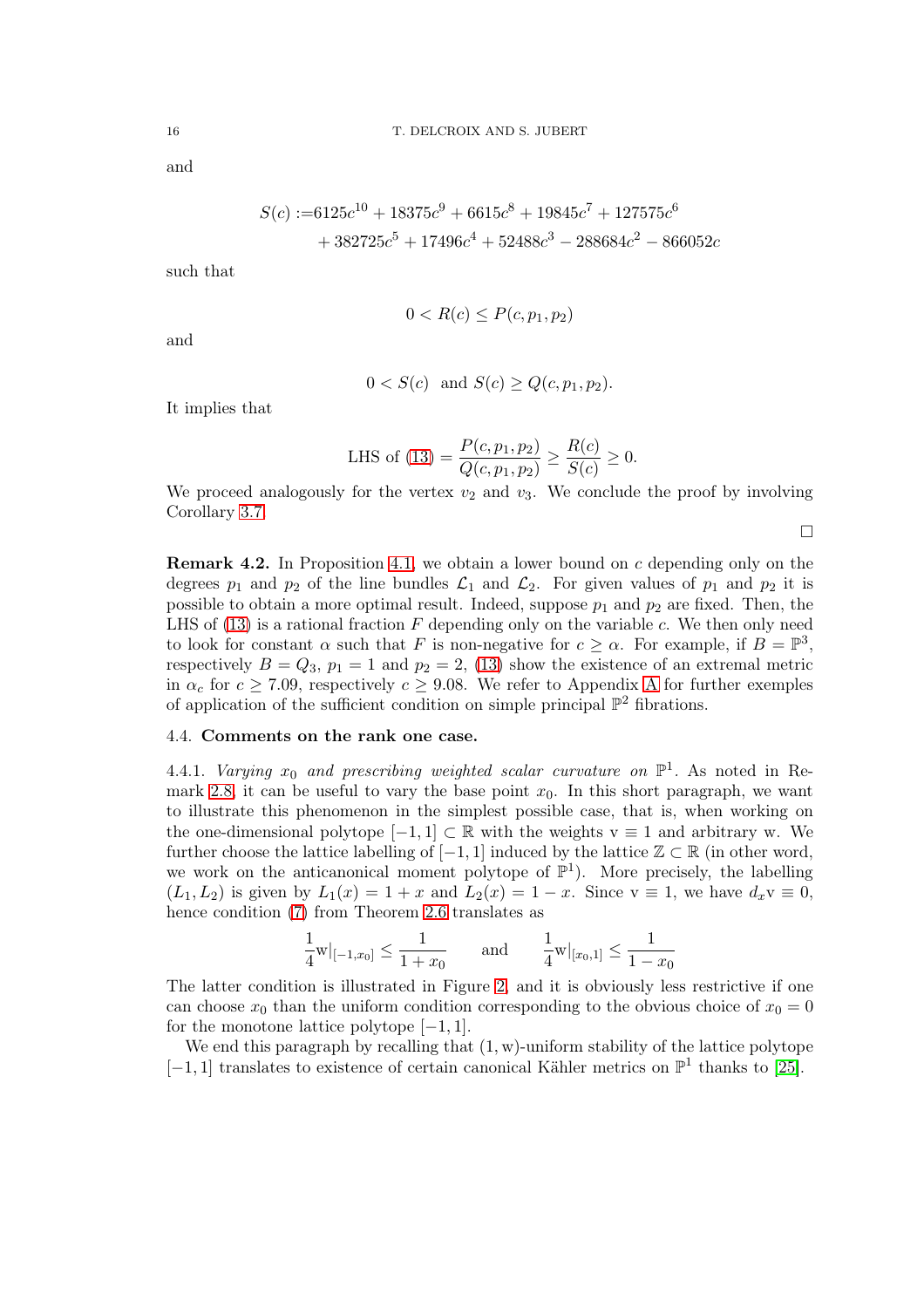and

$$
\begin{aligned}
S(c) :=& 6125c^{10} + 18375c^9 + 6615c^8 + 19845c^7 + 127575c^6 \\
&+ 382725c^5 + 17496c^4 + 52488c^3 - 288684c^2 - 866052c
\end{aligned}
$$

such that

$$
0 < R(c) \leq P(c, p_1, p_2)
$$

and

$$
0 < S(c) \quad \text{and} \quad S(c) \geq Q(c, p_1, p_2).
$$

It implies that

$$
\text{LHS of (13)} = \frac{P(c, p_1, p_2)}{Q(c, p_1, p_2)} \geq \frac{R(c)}{S(c)} \geq 0.
$$

We proceed analogously for the vertex $v_2$ and $v_3$. We conclude the proof by involving Corollary 3.7. □

**Remark 4.2.** In Proposition 4.1, we obtain a lower bound on $c$ depending only on the degrees $p_1$ and $p_2$ of the line bundles $\mathcal{L}_1$ and $\mathcal{L}_2$. For given values of $p_1$ and $p_2$ it is possible to obtain a more optimal result. Indeed, suppose $p_1$ and $p_2$ are fixed. Then, the LHS of (13) is a rational fraction $F$ depending only on the variable $c$. We then only need to look for constant $\alpha$ such that $F$ is non-negative for $c \geq \alpha$. For example, if $B = \mathbb{P}^3$, respectively $B = Q_3$, $p_1 = 1$ and $p_2 = 2$, (13) show the existence of an extremal metric in $\alpha_c$ for $c \geq 7.09$, respectively $c \geq 9.08$. We refer to Appendix A for further exemples of application of the sufficient condition on simple principal $\mathbb{P}^2$ fibrations.

### 4.4. Comments on the rank one case.

4.4.1. *Varying $x_0$ and prescribing weighted scalar curvature on $\mathbb{P}^1$.* As noted in Remark 2.8, it can be useful to vary the base point $x_0$. In this short paragraph, we want to illustrate this phenomenon in the simplest possible case, that is, when working on the one-dimensional polytope $[-1, 1] \subset \mathbb{R}$ with the weights $\mathrm{v} \equiv 1$ and arbitrary $\mathrm{w}$. We further choose the lattice labelling of $[-1, 1]$ induced by the lattice $\mathbb{Z} \subset \mathbb{R}$ (in other word, we work on the anticanonical moment polytope of $\mathbb{P}^1$). More precisely, the labelling $(L_1, L_2)$ is given by $L_1(x) = 1 + x$ and $L_2(x) = 1 - x$. Since $\mathrm{v} \equiv 1$, we have $d_x \mathrm{v} \equiv 0$, hence condition (7) from Theorem 2.6 translates as

$$
\frac{1}{4}\mathrm{w}|_{[-1,x_0]} \leq \frac{1}{1+x_0} \qquad \text{and} \qquad \frac{1}{4}\mathrm{w}|_{[x_0,1]} \leq \frac{1}{1-x_0}
$$

The latter condition is illustrated in Figure 2, and it is obviously less restrictive if one can choose $x_0$ than the uniform condition corresponding to the obvious choice of $x_0 = 0$ for the monotone lattice polytope $[-1, 1]$.

We end this paragraph by recalling that $(1, \mathrm{w})$-uniform stability of the lattice polytope $[-1, 1]$ translates to existence of certain canonical Kähler metrics on $\mathbb{P}^1$ thanks to [25].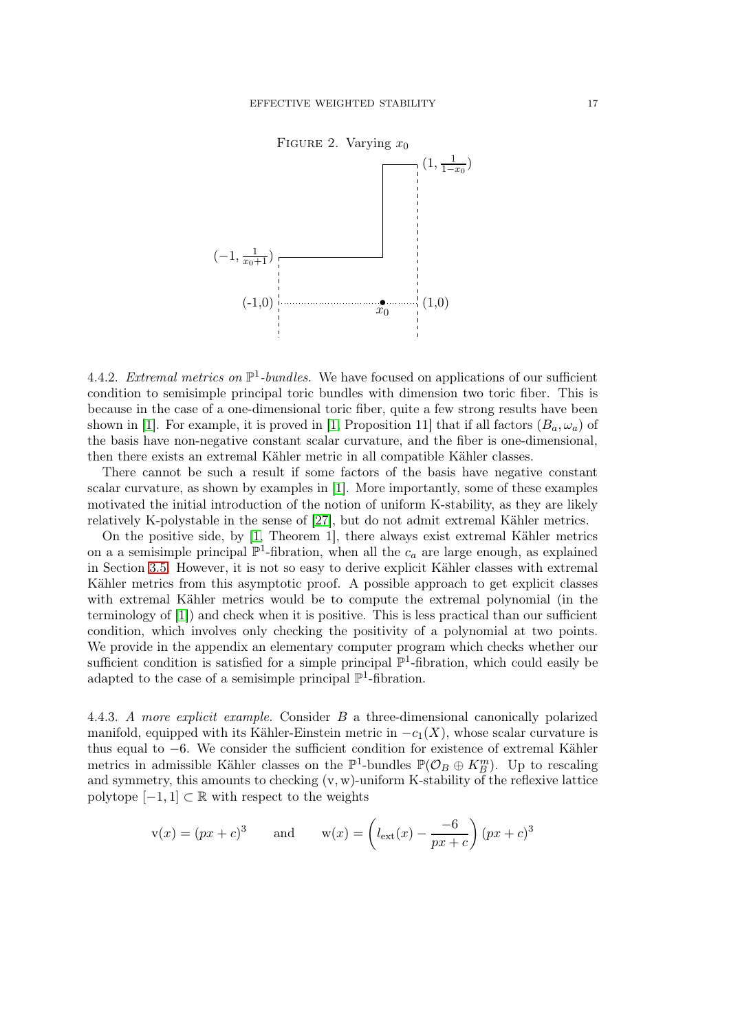Figure 2. Varying $x_0$

$(1, \frac{1}{1-x_0})$

$(-1, \frac{1}{x_0+1})$

(-1,0) $x_0$ (1,0)

4.4.2. *Extremal metrics on $\mathbb{P}^1$-bundles.* We have focused on applications of our sufficient condition to semisimple principal toric bundles with dimension two toric fiber. This is because in the case of a one-dimensional toric fiber, quite a few strong results have been shown in [1]. For example, it is proved in [1, Proposition 11] that if all factors $(B_a, \omega_a)$ of the basis have non-negative constant scalar curvature, and the fiber is one-dimensional, then there exists an extremal Kähler metric in all compatible Kähler classes.

There cannot be such a result if some factors of the basis have negative constant scalar curvature, as shown by examples in [1]. More importantly, some of these examples motivated the initial introduction of the notion of uniform K-stability, as they are likely relatively K-polystable in the sense of [27], but do not admit extremal Kähler metrics.

On the positive side, by [1, Theorem 1], there always exist extremal Kähler metrics on a a semisimple principal $\mathbb{P}^1$-fibration, when all the $c_a$ are large enough, as explained in Section 3.5. However, it is not so easy to derive explicit Kähler classes with extremal Kähler metrics from this asymptotic proof. A possible approach to get explicit classes with extremal Kähler metrics would be to compute the extremal polynomial (in the terminology of [1]) and check when it is positive. This is less practical than our sufficient condition, which involves only checking the positivity of a polynomial at two points. We provide in the appendix an elementary computer program which checks whether our sufficient condition is satisfied for a simple principal $\mathbb{P}^1$-fibration, which could easily be adapted to the case of a semisimple principal $\mathbb{P}^1$-fibration.

4.4.3. *A more explicit example.* Consider $B$ a three-dimensional canonically polarized manifold, equipped with its Kähler-Einstein metric in $-c_1(X)$, whose scalar curvature is thus equal to $-6$. We consider the sufficient condition for existence of extremal Kähler metrics in admissible Kähler classes on the $\mathbb{P}^1$-bundles $\mathbb{P}(\mathcal{O}_B \oplus K_B^m)$. Up to rescaling and symmetry, this amounts to checking $(\mathrm{v}, \mathrm{w})$-uniform K-stability of the reflexive lattice polytope $[-1, 1] \subset \mathbb{R}$ with respect to the weights

$$\mathrm{v}(x) = (px + c)^3 \qquad \text{and} \qquad \mathrm{w}(x) = \left( l_{\text{ext}}(x) - \frac{-6}{px + c} \right) (px + c)^3$$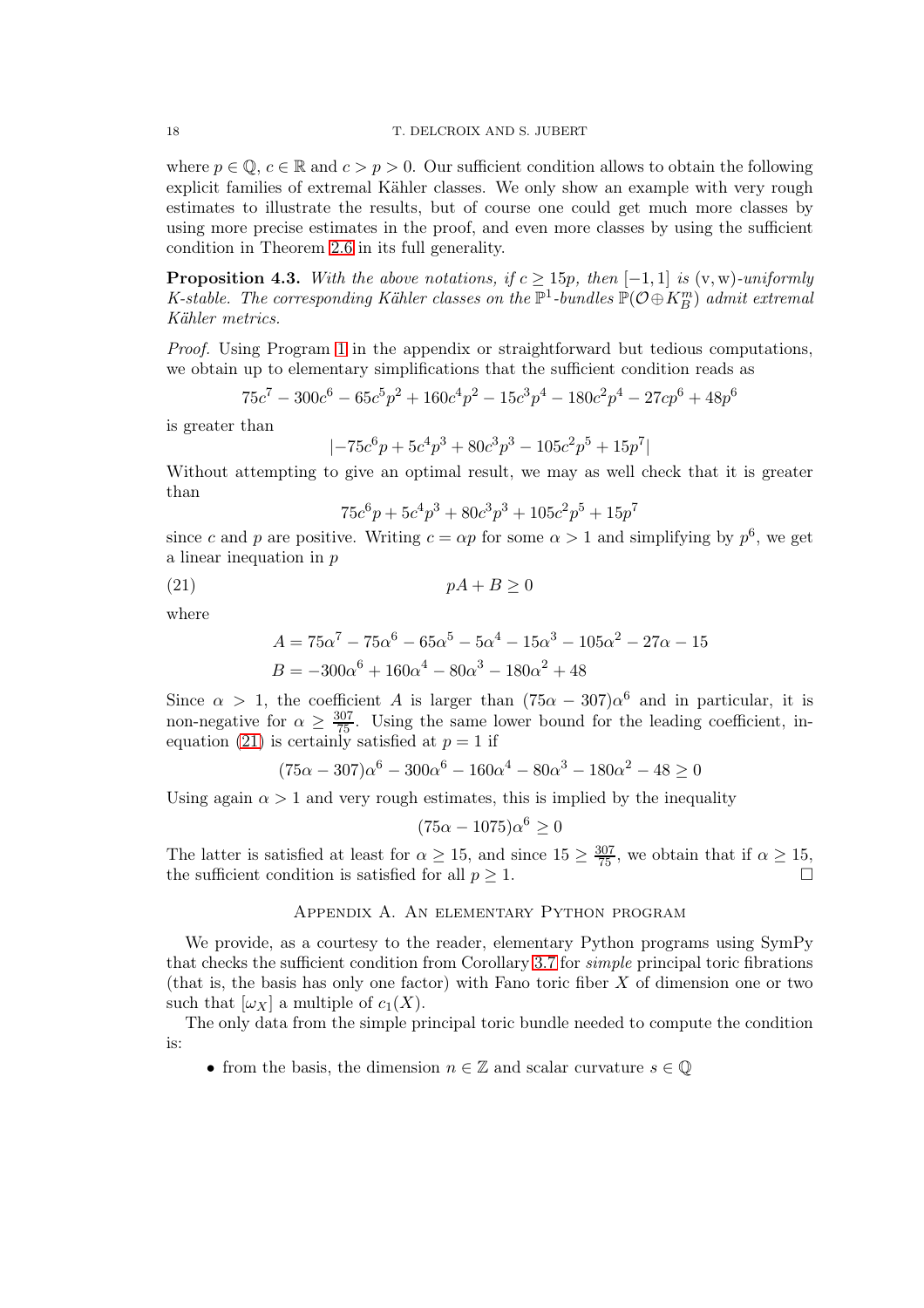where $p \in \mathbb{Q}$, $c \in \mathbb{R}$ and $c > p > 0$. Our sufficient condition allows to obtain the following explicit families of extremal Kähler classes. We only show an example with very rough estimates to illustrate the results, but of course one could get much more classes by using more precise estimates in the proof, and even more classes by using the sufficient condition in Theorem 2.6 in its full generality.

**Proposition 4.3.** *With the above notations, if $c \geq 15p$, then $[-1, 1]$ is* (v, w)*-uniformly K-stable. The corresponding Kähler classes on the $\mathbb{P}^1$-bundles $\mathbb{P}(\mathcal{O} \oplus K_B^m)$ admit extremal Kähler metrics.*

*Proof.* Using Program 1 in the appendix or straightforward but tedious computations, we obtain up to elementary simplifications that the sufficient condition reads as

$$75c^7 - 300c^6 - 65c^5p^2 + 160c^4p^2 - 15c^3p^4 - 180c^2p^4 - 27cp^6 + 48p^6$$

is greater than

$$|-75c^6p + 5c^4p^3 + 80c^3p^3 - 105c^2p^5 + 15p^7|$$

Without attempting to give an optimal result, we may as well check that it is greater than

$$75c^6p + 5c^4p^3 + 80c^3p^3 + 105c^2p^5 + 15p^7$$

since $c$ and $p$ are positive. Writing $c = \alpha p$ for some $\alpha > 1$ and simplifying by $p^6$, we get a linear inequation in $p$

$$pA + B \geq 0 \tag{21}$$

where

$$A = 75\alpha^7 - 75\alpha^6 - 65\alpha^5 - 5\alpha^4 - 15\alpha^3 - 105\alpha^2 - 27\alpha - 15$$
$$B = -300\alpha^6 + 160\alpha^4 - 80\alpha^3 - 180\alpha^2 + 48$$

Since $\alpha > 1$, the coefficient $A$ is larger than $(75\alpha - 307)\alpha^6$ and in particular, it is non-negative for $\alpha \geq \frac{307}{75}$. Using the same lower bound for the leading coefficient, inequation (21) is certainly satisfied at $p = 1$ if

$$(75\alpha - 307)\alpha^6 - 300\alpha^6 - 160\alpha^4 - 80\alpha^3 - 180\alpha^2 - 48 \geq 0$$

Using again $\alpha > 1$ and very rough estimates, this is implied by the inequality

$$(75\alpha - 1075)\alpha^6 \geq 0$$

The latter is satisfied at least for $\alpha \geq 15$, and since $15 \geq \frac{307}{75}$, we obtain that if $\alpha \geq 15$, the sufficient condition is satisfied for all $p \geq 1$. $\square$

## Appendix A. An elementary Python program

We provide, as a courtesy to the reader, elementary Python programs using SymPy that checks the sufficient condition from Corollary 3.7 for *simple* principal toric fibrations (that is, the basis has only one factor) with Fano toric fiber $X$ of dimension one or two such that $[\omega_X]$ a multiple of $c_1(X)$.

The only data from the simple principal toric bundle needed to compute the condition is:

- from the basis, the dimension $n \in \mathbb{Z}$ and scalar curvature $s \in \mathbb{Q}$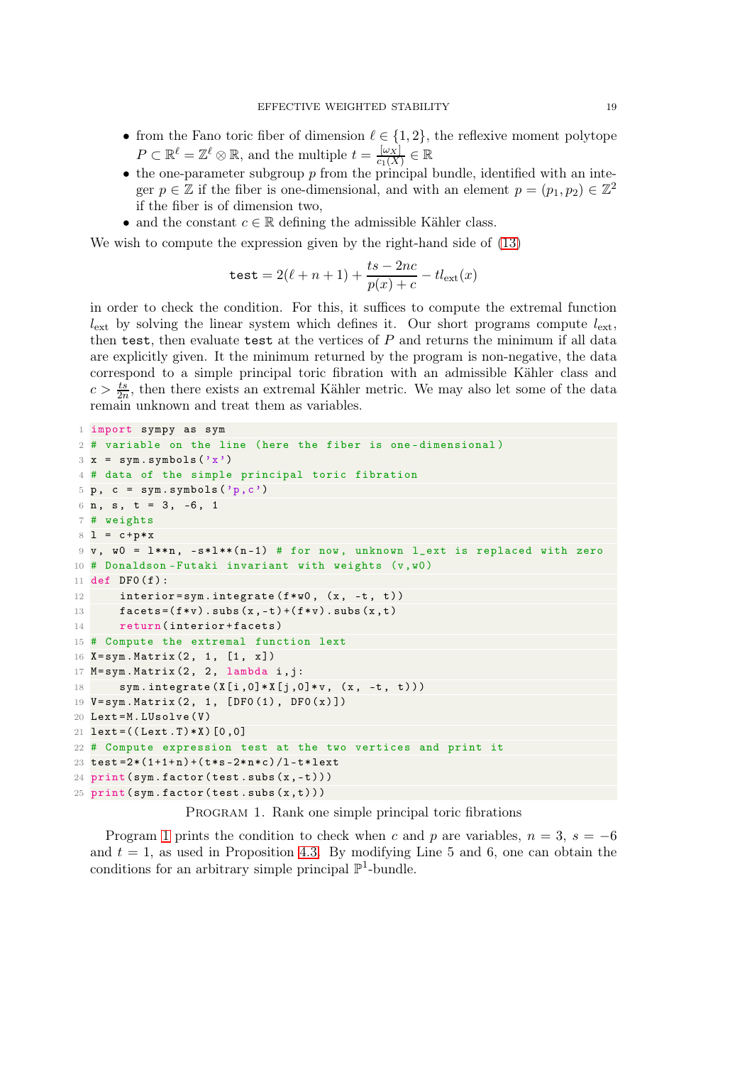- from the Fano toric fiber of dimension $\ell \in \{1,2\}$, the reflexive moment polytope $P \subset \mathbb{R}^\ell = \mathbb{Z}^\ell \otimes \mathbb{R}$, and the multiple $t = \frac{[\omega_X]}{c_1(X)} \in \mathbb{R}$
- the one-parameter subgroup $p$ from the principal bundle, identified with an integer $p \in \mathbb{Z}$ if the fiber is one-dimensional, and with an element $p = (p_1, p_2) \in \mathbb{Z}^2$ if the fiber is of dimension two,
- and the constant $c \in \mathbb{R}$ defining the admissible Kähler class.

We wish to compute the expression given by the right-hand side of (13)

$$\texttt{test} = 2(\ell + n + 1) + \frac{ts - 2nc}{p(x) + c} - t l_{\text{ext}}(x)$$

in order to check the condition. For this, it suffices to compute the extremal function $l_{\text{ext}}$ by solving the linear system which defines it. Our short programs compute $l_{\text{ext}}$, then `test`, then evaluate `test` at the vertices of $P$ and returns the minimum if all data are explicitly given. It the minimum returned by the program is non-negative, the data correspond to a simple principal toric fibration with an admissible Kähler class and $c > \frac{ts}{2n}$, then there exists an extremal Kähler metric. We may also let some of the data remain unknown and treat them as variables.

```
import sympy as sym
# variable on the line (here the fiber is one-dimensional)
x = sym.symbols('x')
# data of the simple principal toric fibration
p, c = sym.symbols('p,c')
n, s, t = 3, -6, 1
# weights
l = c+p*x
v, w0 = l**n, -s*l**(n-1) # for now, unknown l_ext is replaced with zero
# Donaldson-Futaki invariant with weights (v,w0)
def DF0(f):
    interior=sym.integrate(f*w0, (x, -t, t))
    facets=(f*v).subs(x,-t)+(f*v).subs(x,t)
    return(interior+facets)
# Compute the extremal function lext
X=sym.Matrix(2, 1, [1, x])
M=sym.Matrix(2, 2, lambda i,j:
    sym.integrate(X[i,0]*X[j,0]*v, (x, -t, t)))
V=sym.Matrix(2, 1, [DF0(1), DF0(x)])
Lext=M.LUsolve(V)
lext=((Lext.T)*X)[0,0]
# Compute expression test at the two vertices and print it
test=2*(1+1+n)+(t*s-2*n*c)/l-t*lext
print(sym.factor(test.subs(x,-t)))
print(sym.factor(test.subs(x,t)))
```

PROGRAM 1. Rank one simple principal toric fibrations

Program 1 prints the condition to check when $c$ and $p$ are variables, $n = 3$, $s = -6$ and $t = 1$, as used in Proposition 4.3. By modifying Line 5 and 6, one can obtain the conditions for an arbitrary simple principal $\mathbb{P}^1$-bundle.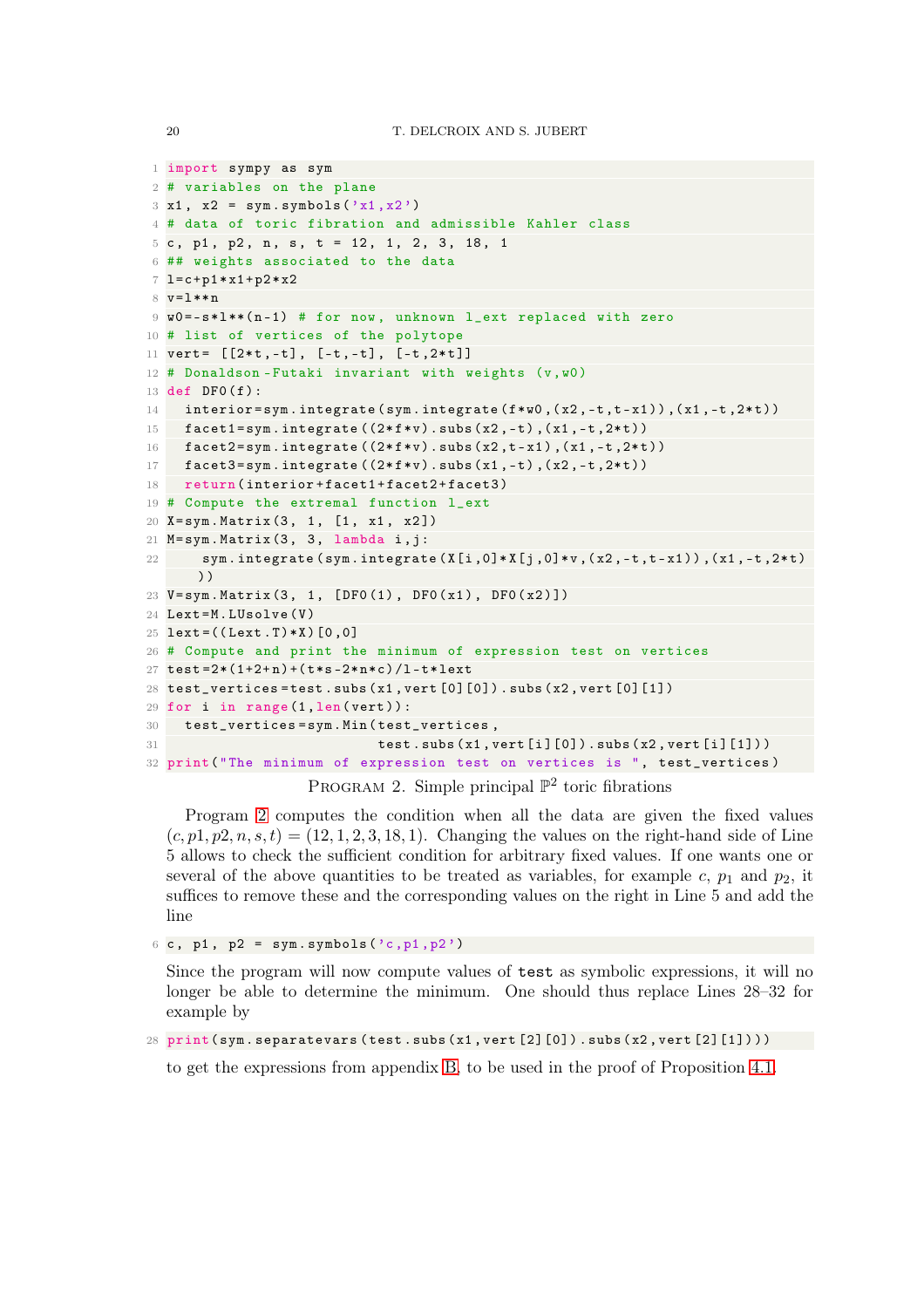```python
import sympy as sym
# variables on the plane
x1, x2 = sym.symbols('x1,x2')
# data of toric fibration and admissible Kahler class
c, p1, p2, n, s, t = 12, 1, 2, 3, 18, 1
## weights associated to the data
l=c+p1*x1+p2*x2
v=l**n
w0=-s*l**(n-1) # for now, unknown l_ext replaced with zero
# list of vertices of the polytope
vert= [[2*t,-t], [-t,-t], [-t,2*t]]
# Donaldson-Futaki invariant with weights (v,w0)
def DF0(f):
  interior=sym.integrate(sym.integrate(f*w0,(x2,-t,t-x1)),(x1,-t,2*t))
  facet1=sym.integrate((2*f*v).subs(x2,-t),(x1,-t,2*t))
  facet2=sym.integrate((2*f*v).subs(x2,t-x1),(x1,-t,2*t))
  facet3=sym.integrate((2*f*v).subs(x1,-t),(x2,-t,2*t))
  return(interior+facet1+facet2+facet3)
# Compute the extremal function l_ext
X=sym.Matrix(3, 1, [1, x1, x2])
M=sym.Matrix(3, 3, lambda i,j:
    sym.integrate(sym.integrate(X[i,0]*X[j,0]*v,(x2,-t,t-x1)),(x1,-t,2*t)
  ))
V=sym.Matrix(3, 1, [DF0(1), DF0(x1), DF0(x2)])
Lext=M.LUsolve(V)
lext=((Lext.T)*X)[0,0]
# Compute and print the minimum of expression test on vertices
test=2*(1+2+n)+(t*s-2*n*c)/l-t*lext
test_vertices=test.subs(x1,vert[0][0]).subs(x2,vert[0][1])
for i in range(1,len(vert)):
  test_vertices=sym.Min(test_vertices,
                        test.subs(x1,vert[i][0]).subs(x2,vert[i][1]))
print("The minimum of expression test on vertices is ", test_vertices)
```

Program 2. Simple principal $\mathbb{P}^2$ toric fibrations

Program 2 computes the condition when all the data are given the fixed values $(c, p1, p2, n, s, t) = (12, 1, 2, 3, 18, 1)$. Changing the values on the right-hand side of Line 5 allows to check the sufficient condition for arbitrary fixed values. If one wants one or several of the above quantities to be treated as variables, for example $c$, $p_1$ and $p_2$, it suffices to remove these and the corresponding values on the right in Line 5 and add the line

```python
c, p1, p2 = sym.symbols('c,p1,p2')
```

Since the program will now compute values of `test` as symbolic expressions, it will no longer be able to determine the minimum. One should thus replace Lines 28–32 for example by

```python
print(sym.separatevars(test.subs(x1,vert[2][0]).subs(x2,vert[2][1])))
```

to get the expressions from appendix B, to be used in the proof of Proposition 4.1.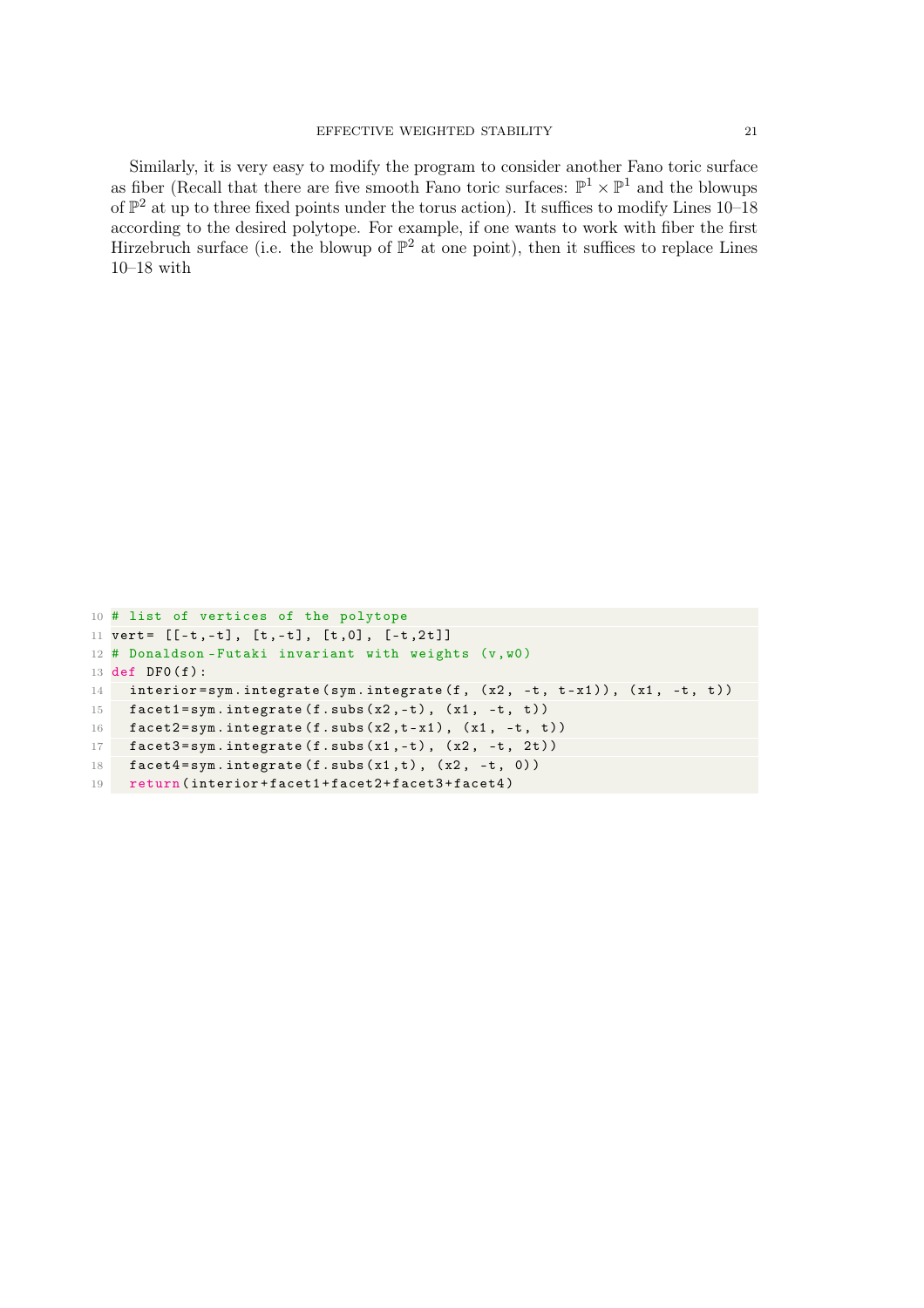Similarly, it is very easy to modify the program to consider another Fano toric surface as fiber (Recall that there are five smooth Fano toric surfaces: $\mathbb{P}^1 \times \mathbb{P}^1$ and the blowups of $\mathbb{P}^2$ at up to three fixed points under the torus action). It suffices to modify Lines 10–18 according to the desired polytope. For example, if one wants to work with fiber the first Hirzebruch surface (i.e. the blowup of $\mathbb{P}^2$ at one point), then it suffices to replace Lines 10–18 with

```
10 # list of vertices of the polytope
11 vert= [[-t,-t], [t,-t], [t,0], [-t,2t]]
12 # Donaldson-Futaki invariant with weights (v,w0)
13 def DF0(f):
14   interior=sym.integrate(sym.integrate(f, (x2, -t, t-x1)), (x1, -t, t))
15   facet1=sym.integrate(f.subs(x2,-t), (x1, -t, t))
16   facet2=sym.integrate(f.subs(x2,t-x1), (x1, -t, t))
17   facet3=sym.integrate(f.subs(x1,-t), (x2, -t, 2t))
18   facet4=sym.integrate(f.subs(x1,t), (x2, -t, 0))
19   return(interior+facet1+facet2+facet3+facet4)
```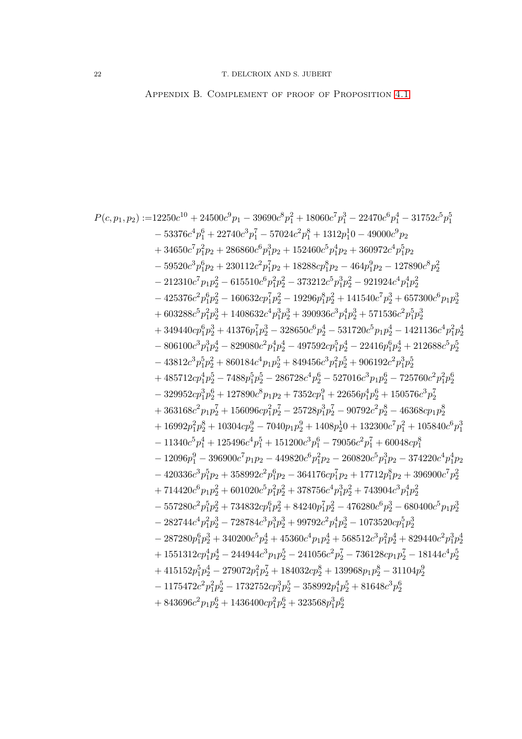## Appendix B. Complement of proof of Proposition 4.1

$$
\begin{aligned}
P(c,p_1,p_2) :=& 12250c^{10} + 24500c^9p_1 - 39690c^8p_1^2 + 18060c^7p_1^3 - 22470c^6p_1^4 - 31752c^5p_1^5 \\
& - 53376c^4p_1^6 + 22740c^3p_1^7 - 57024c^2p_1^8 + 1312p_1^10 - 49000c^9p_2 \\
& + 34650c^7p_1^2p_2 + 286860c^6p_1^3p_2 + 152460c^5p_1^4p_2 + 360972c^4p_1^5p_2 \\
& - 59520c^3p_1^6p_2 + 230112c^2p_1^7p_2 + 18288cp_1^8p_2 - 464p_1^9p_2 - 127890c^8p_2^2 \\
& - 212310c^7p_1p_2^2 - 615510c^6p_1^2p_2^2 - 373212c^5p_1^3p_2^2 - 921924c^4p_1^4p_2^2 \\
& - 425376c^2p_1^6p_2^2 - 160632cp_1^7p_2^2 - 19296p_1^8p_2^2 + 141540c^7p_2^3 + 657300c^6p_1p_2^3 \\
& + 603288c^5p_1^2p_2^3 + 1408632c^4p_1^3p_2^3 + 390936c^3p_1^4p_2^3 + 571536c^2p_1^5p_2^3 \\
& + 349440cp_1^6p_2^3 + 41376p_1^7p_2^3 - 328650c^6p_2^4 - 531720c^5p_1p_2^4 - 1421136c^4p_1^2p_2^4 \\
& - 806100c^3p_1^3p_2^4 - 829080c^2p_1^4p_2^4 - 497592cp_1^5p_2^4 - 22416p_1^6p_2^4 + 212688c^5p_2^5 \\
& - 43812c^3p_1^5p_2^2 + 860184c^4p_1p_2^5 + 849456c^3p_1^2p_2^5 + 906192c^2p_1^3p_2^5 \\
& + 485712cp_1^4p_2^5 - 7488p_1^5p_2^5 - 286728c^4p_2^6 - 527016c^3p_1p_2^6 - 725760c^2p_1^2p_2^6 \\
& - 329952cp_1^3p_2^6 + 127890c^8p_1p_2 + 7352cp_1^9 + 22656p_1^4p_2^6 + 150576c^3p_2^7 \\
& + 363168c^2p_1p_2^7 + 156096cp_1^2p_2^7 - 25728p_1^3p_2^7 - 90792c^2p_2^8 - 46368cp_1p_2^8 \\
& + 16992p_1^2p_2^8 + 10304cp_2^9 - 7040p_1p_2^9 + 1408p_2^10 + 132300c^7p_1^2 + 105840c^6p_1^3 \\
& - 11340c^5p_1^4 + 125496c^4p_1^5 + 151200c^3p_1^6 - 79056c^2p_1^7 + 60048cp_1^8 \\
& - 12096p_1^9 - 396900c^7p_1p_2 - 449820c^6p_1^2p_2 - 260820c^5p_1^3p_2 - 374220c^4p_1^4p_2 \\
& - 420336c^3p_1^5p_2 + 358992c^2p_1^6p_2 - 364176cp_1^7p_2 + 17712p_1^8p_2 + 396900c^7p_2^2 \\
& + 714420c^6p_1p_2^2 + 601020c^5p_1^2p_2^2 + 378756c^4p_1^3p_2^2 + 743904c^3p_1^4p_2^2 \\
& - 557280c^2p_1^5p_2^2 + 734832cp_1^6p_2^2 + 84240p_1^7p_2^2 - 476280c^6p_2^3 - 680400c^5p_1p_2^3 \\
& - 282744c^4p_1^2p_2^3 - 728784c^3p_1^3p_2^3 + 99792c^2p_1^4p_2^3 - 1073520cp_1^5p_2^3 \\
& - 287280p_1^6p_2^3 + 340200c^5p_2^4 + 45360c^4p_1p_2^4 + 568512c^3p_1^2p_2^4 + 829440c^2p_1^3p_2^4 \\
& + 1551312cp_1^4p_2^4 - 244944c^3p_1p_2^5 - 241056c^2p_2^7 - 736128cp_1p_2^7 - 18144c^4p_2^5 \\
& + 415152p_1^5p_2^4 - 279072p_1^2p_2^7 + 184032cp_2^8 + 139968p_1p_2^8 - 31104p_2^9 \\
& - 1175472c^2p_1^2p_2^5 - 1732752cp_1^3p_2^5 - 358992p_1^4p_2^5 + 81648c^3p_2^6 \\
& + 843696c^2p_1p_2^6 + 1436400cp_1^2p_2^6 + 323568p_1^3p_2^6
\end{aligned}
$$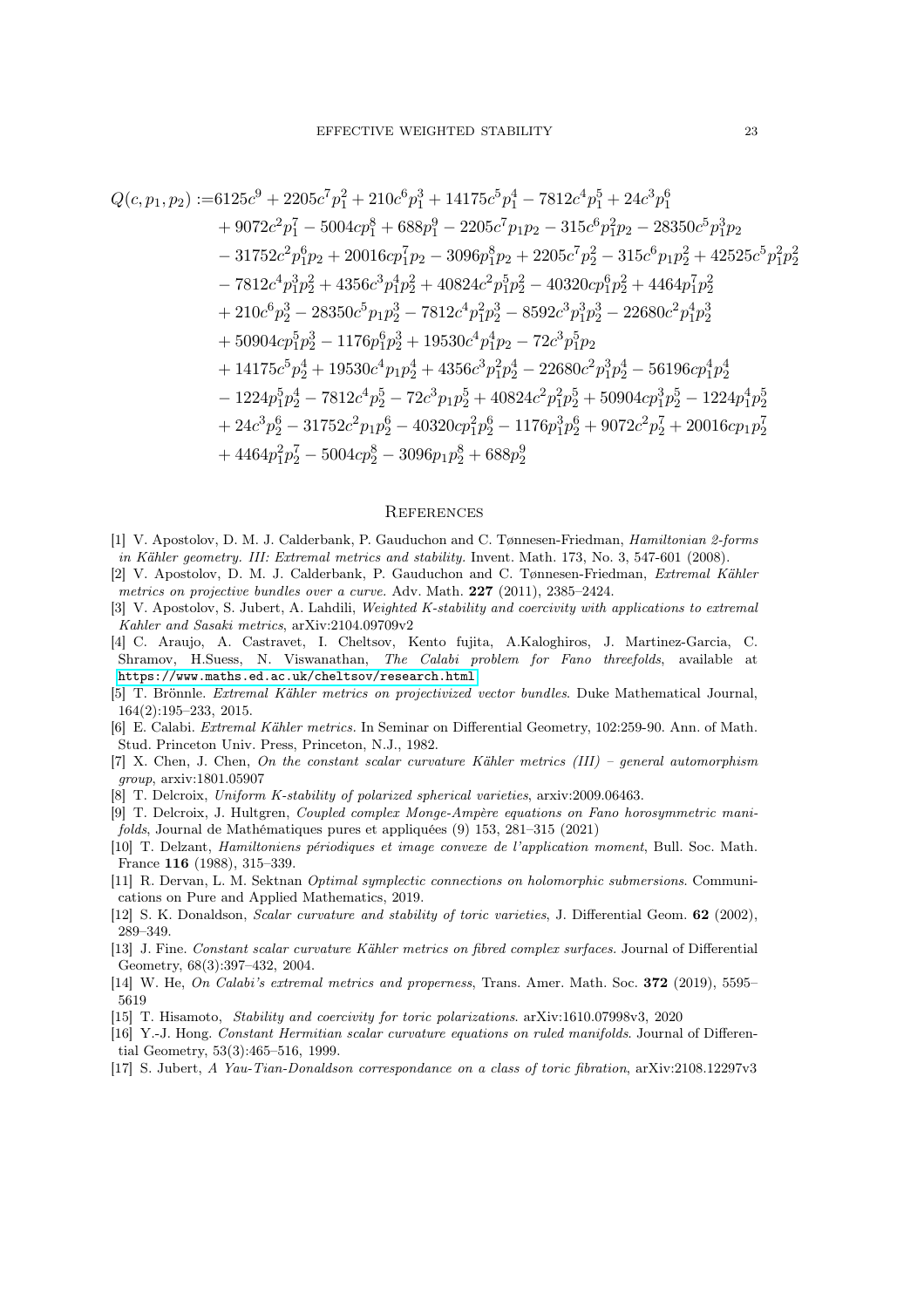$$
\begin{aligned}
Q(c,p_1,p_2) :=& 6125c^9 + 2205c^7p_1^2 + 210c^6p_1^3 + 14175c^5p_1^4 - 7812c^4p_1^5 + 24c^3p_1^6 \\
&+ 9072c^2p_1^7 - 5004cp_1^8 + 688p_1^9 - 2205c^7p_1p_2 - 315c^6p_1^2p_2 - 28350c^5p_1^3p_2 \\
&- 31752c^2p_1^6p_2 + 20016cp_1^7p_2 - 3096p_1^8p_2 + 2205c^7p_2^2 - 315c^6p_1p_2^2 + 42525c^5p_1^2p_2^2 \\
&- 7812c^4p_1^3p_2^2 + 4356c^3p_1^4p_2^2 + 40824c^2p_1^5p_2^2 - 40320cp_1^6p_2^2 + 4464p_1^7p_2^2 \\
&+ 210c^6p_2^3 - 28350c^5p_1p_2^3 - 7812c^4p_1^2p_2^3 - 8592c^3p_1^3p_2^3 - 22680c^2p_1^4p_2^3 \\
&+ 50904cp_1^5p_2^3 - 1176p_1^6p_2^3 + 19530c^4p_1^4p_2 - 72c^3p_1^5p_2 \\
&+ 14175c^5p_2^4 + 19530c^4p_1p_2^4 + 4356c^3p_1^2p_2^4 - 22680c^2p_1^3p_2^4 - 56196cp_1^4p_2^4 \\
&- 1224p_1^5p_2^4 - 7812c^4p_2^5 - 72c^3p_1p_2^5 + 40824c^2p_1^2p_2^5 + 50904cp_1^3p_2^5 - 1224p_1^4p_2^5 \\
&+ 24c^3p_2^6 - 31752c^2p_1p_2^6 - 40320cp_1^2p_2^6 - 1176p_1^3p_2^6 + 9072c^2p_2^7 + 20016cp_1p_2^7 \\
&+ 4464p_1^2p_2^7 - 5004cp_2^8 - 3096p_1p_2^8 + 688p_2^9
\end{aligned}
$$

## References

[1] V. Apostolov, D. M. J. Calderbank, P. Gauduchon and C. Tønnesen-Friedman, *Hamiltonian 2-forms in Kähler geometry. III: Extremal metrics and stability*. Invent. Math. 173, No. 3, 547-601 (2008).

[2] V. Apostolov, D. M. J. Calderbank, P. Gauduchon and C. Tønnesen-Friedman, *Extremal Kähler metrics on projective bundles over a curve*. Adv. Math. **227** (2011), 2385–2424.

[3] V. Apostolov, S. Jubert, A. Lahdili, *Weighted K-stability and coercivity with applications to extremal Kahler and Sasaki metrics*, arXiv:2104.09709v2

[4] C. Araujo, A. Castravet, I. Cheltsov, Kento fujita, A.Kaloghiros, J. Martinez-Garcia, C. Shramov, H.Suess, N. Viswanathan, *The Calabi problem for Fano threefolds*, available at https://www.maths.ed.ac.uk/cheltsov/research.html

[5] T. Brönnle. *Extremal Kähler metrics on projectivized vector bundles*. Duke Mathematical Journal, 164(2):195–233, 2015.

[6] E. Calabi. *Extremal Kähler metrics*. In Seminar on Differential Geometry, 102:259-90. Ann. of Math. Stud. Princeton Univ. Press, Princeton, N.J., 1982.

[7] X. Chen, J. Chen, *On the constant scalar curvature Kähler metrics (III) – general automorphism group*, arxiv:1801.05907

[8] T. Delcroix, *Uniform K-stability of polarized spherical varieties*, arxiv:2009.06463.

[9] T. Delcroix, J. Hultgren, *Coupled complex Monge-Ampère equations on Fano horosymmetric manifolds*, Journal de Mathématiques pures et appliquées (9) 153, 281–315 (2021)

[10] T. Delzant, *Hamiltoniens périodiques et image convexe de l'application moment*, Bull. Soc. Math. France **116** (1988), 315–339.

[11] R. Dervan, L. M. Sektnan *Optimal symplectic connections on holomorphic submersions*. Communications on Pure and Applied Mathematics, 2019.

[12] S. K. Donaldson, *Scalar curvature and stability of toric varieties*, J. Differential Geom. **62** (2002), 289–349.

[13] J. Fine. *Constant scalar curvature Kähler metrics on fibred complex surfaces*. Journal of Differential Geometry, 68(3):397–432, 2004.

[14] W. He, *On Calabi's extremal metrics and properness*, Trans. Amer. Math. Soc. **372** (2019), 5595–5619

[15] T. Hisamoto, *Stability and coercivity for toric polarizations*. arXiv:1610.07998v3, 2020

[16] Y.-J. Hong. *Constant Hermitian scalar curvature equations on ruled manifolds*. Journal of Differential Geometry, 53(3):465–516, 1999.

[17] S. Jubert, *A Yau-Tian-Donaldson correspondance on a class of toric fibration*, arXiv:2108.12297v3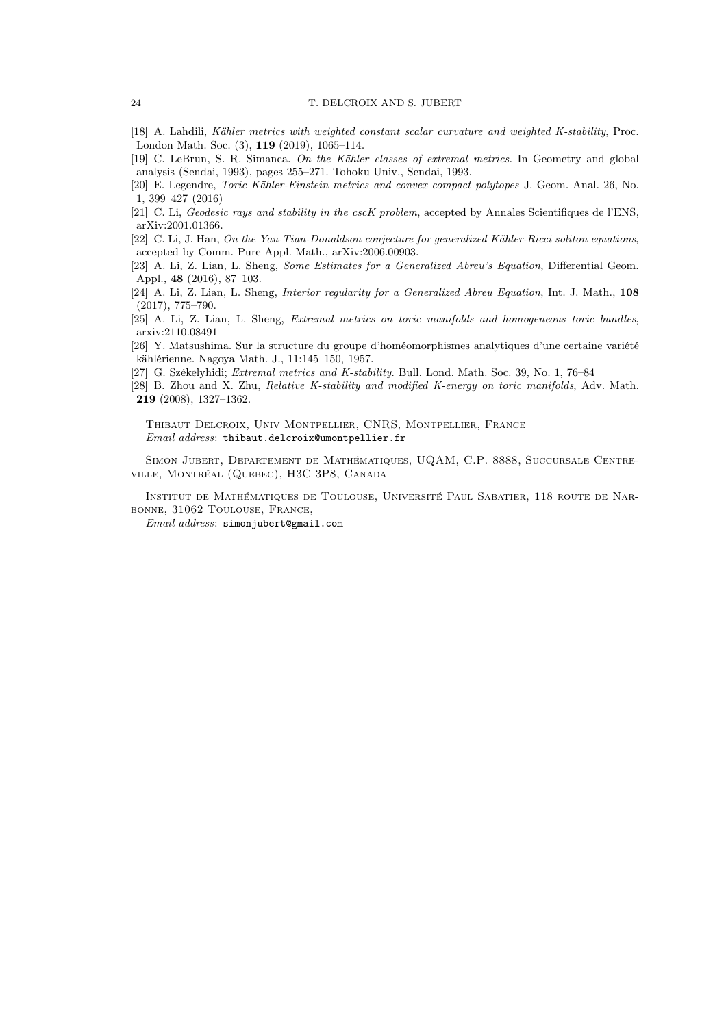[18] A. Lahdili, *Kähler metrics with weighted constant scalar curvature and weighted K-stability*, Proc. London Math. Soc. (3), **119** (2019), 1065–114.

[19] C. LeBrun, S. R. Simanca. *On the Kähler classes of extremal metrics*. In Geometry and global analysis (Sendai, 1993), pages 255–271. Tohoku Univ., Sendai, 1993.

[20] E. Legendre, *Toric Kähler-Einstein metrics and convex compact polytopes* J. Geom. Anal. 26, No. 1, 399–427 (2016)

[21] C. Li, *Geodesic rays and stability in the cscK problem*, accepted by Annales Scientifiques de l'ENS, arXiv:2001.01366.

[22] C. Li, J. Han, *On the Yau-Tian-Donaldson conjecture for generalized Kähler-Ricci soliton equations*, accepted by Comm. Pure Appl. Math., arXiv:2006.00903.

[23] A. Li, Z. Lian, L. Sheng, *Some Estimates for a Generalized Abreu's Equation*, Differential Geom. Appl., **48** (2016), 87–103.

[24] A. Li, Z. Lian, L. Sheng, *Interior regularity for a Generalized Abreu Equation*, Int. J. Math., **108** (2017), 775–790.

[25] A. Li, Z. Lian, L. Sheng, *Extremal metrics on toric manifolds and homogeneous toric bundles*, arxiv:2110.08491

[26] Y. Matsushima. Sur la structure du groupe d'homéomorphismes analytiques d'une certaine variété kählérienne. Nagoya Math. J., 11:145–150, 1957.

[27] G. Székelyhidi; *Extremal metrics and K-stability*. Bull. Lond. Math. Soc. 39, No. 1, 76–84

[28] B. Zhou and X. Zhu, *Relative K-stability and modified K-energy on toric manifolds*, Adv. Math. **219** (2008), 1327–1362.

Thibaut Delcroix, Univ Montpellier, CNRS, Montpellier, France
*Email address*: `thibaut.delcroix@umontpellier.fr`

Simon Jubert, Departement de Mathématiques, UQAM, C.P. 8888, Succursale Centre-ville, Montréal (Quebec), H3C 3P8, Canada

Institut de Mathématiques de Toulouse, Université Paul Sabatier, 118 route de Narbonne, 31062 Toulouse, France,
*Email address*: `simonjubert@gmail.com`